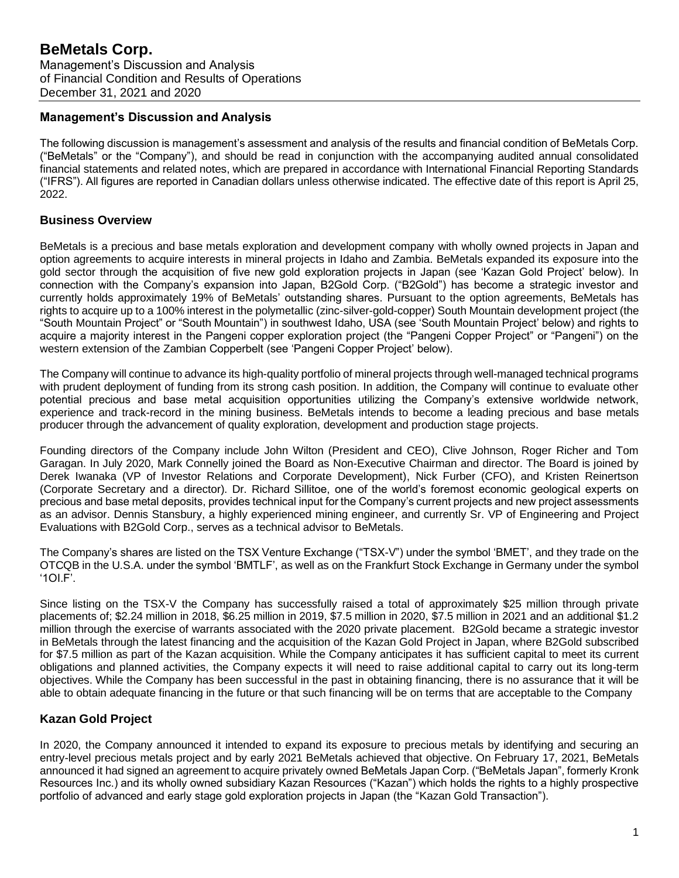# BeMetals Corp.

Management's Discussion and Analysis
of Financial Condition and Results of Operations
December 31, 2021 and 2020

## Management's Discussion and Analysis

The following discussion is management's assessment and analysis of the results and financial condition of BeMetals Corp. ("BeMetals" or the "Company"), and should be read in conjunction with the accompanying audited annual consolidated financial statements and related notes, which are prepared in accordance with International Financial Reporting Standards ("IFRS"). All figures are reported in Canadian dollars unless otherwise indicated. The effective date of this report is April 25, 2022.

## Business Overview

BeMetals is a precious and base metals exploration and development company with wholly owned projects in Japan and option agreements to acquire interests in mineral projects in Idaho and Zambia. BeMetals expanded its exposure into the gold sector through the acquisition of five new gold exploration projects in Japan (see 'Kazan Gold Project' below). In connection with the Company's expansion into Japan, B2Gold Corp. ("B2Gold") has become a strategic investor and currently holds approximately 19% of BeMetals' outstanding shares. Pursuant to the option agreements, BeMetals has rights to acquire up to a 100% interest in the polymetallic (zinc-silver-gold-copper) South Mountain development project (the "South Mountain Project" or "South Mountain") in southwest Idaho, USA (see 'South Mountain Project' below) and rights to acquire a majority interest in the Pangeni copper exploration project (the "Pangeni Copper Project" or "Pangeni") on the western extension of the Zambian Copperbelt (see 'Pangeni Copper Project' below).

The Company will continue to advance its high-quality portfolio of mineral projects through well-managed technical programs with prudent deployment of funding from its strong cash position. In addition, the Company will continue to evaluate other potential precious and base metal acquisition opportunities utilizing the Company's extensive worldwide network, experience and track-record in the mining business. BeMetals intends to become a leading precious and base metals producer through the advancement of quality exploration, development and production stage projects.

Founding directors of the Company include John Wilton (President and CEO), Clive Johnson, Roger Richer and Tom Garagan. In July 2020, Mark Connelly joined the Board as Non-Executive Chairman and director. The Board is joined by Derek Iwanaka (VP of Investor Relations and Corporate Development), Nick Furber (CFO), and Kristen Reinertson (Corporate Secretary and a director). Dr. Richard Sillitoe, one of the world's foremost economic geological experts on precious and base metal deposits, provides technical input for the Company's current projects and new project assessments as an advisor. Dennis Stansbury, a highly experienced mining engineer, and currently Sr. VP of Engineering and Project Evaluations with B2Gold Corp., serves as a technical advisor to BeMetals.

The Company's shares are listed on the TSX Venture Exchange ("TSX-V") under the symbol 'BMET', and they trade on the OTCQB in the U.S.A. under the symbol 'BMTLF', as well as on the Frankfurt Stock Exchange in Germany under the symbol '1OI.F'.

Since listing on the TSX-V the Company has successfully raised a total of approximately $25 million through private placements of; $2.24 million in 2018, $6.25 million in 2019, $7.5 million in 2020, $7.5 million in 2021 and an additional $1.2 million through the exercise of warrants associated with the 2020 private placement. B2Gold became a strategic investor in BeMetals through the latest financing and the acquisition of the Kazan Gold Project in Japan, where B2Gold subscribed for $7.5 million as part of the Kazan acquisition. While the Company anticipates it has sufficient capital to meet its current obligations and planned activities, the Company expects it will need to raise additional capital to carry out its long-term objectives. While the Company has been successful in the past in obtaining financing, there is no assurance that it will be able to obtain adequate financing in the future or that such financing will be on terms that are acceptable to the Company

## Kazan Gold Project

In 2020, the Company announced it intended to expand its exposure to precious metals by identifying and securing an entry-level precious metals project and by early 2021 BeMetals achieved that objective. On February 17, 2021, BeMetals announced it had signed an agreement to acquire privately owned BeMetals Japan Corp. ("BeMetals Japan", formerly Kronk Resources Inc.) and its wholly owned subsidiary Kazan Resources ("Kazan") which holds the rights to a highly prospective portfolio of advanced and early stage gold exploration projects in Japan (the "Kazan Gold Transaction").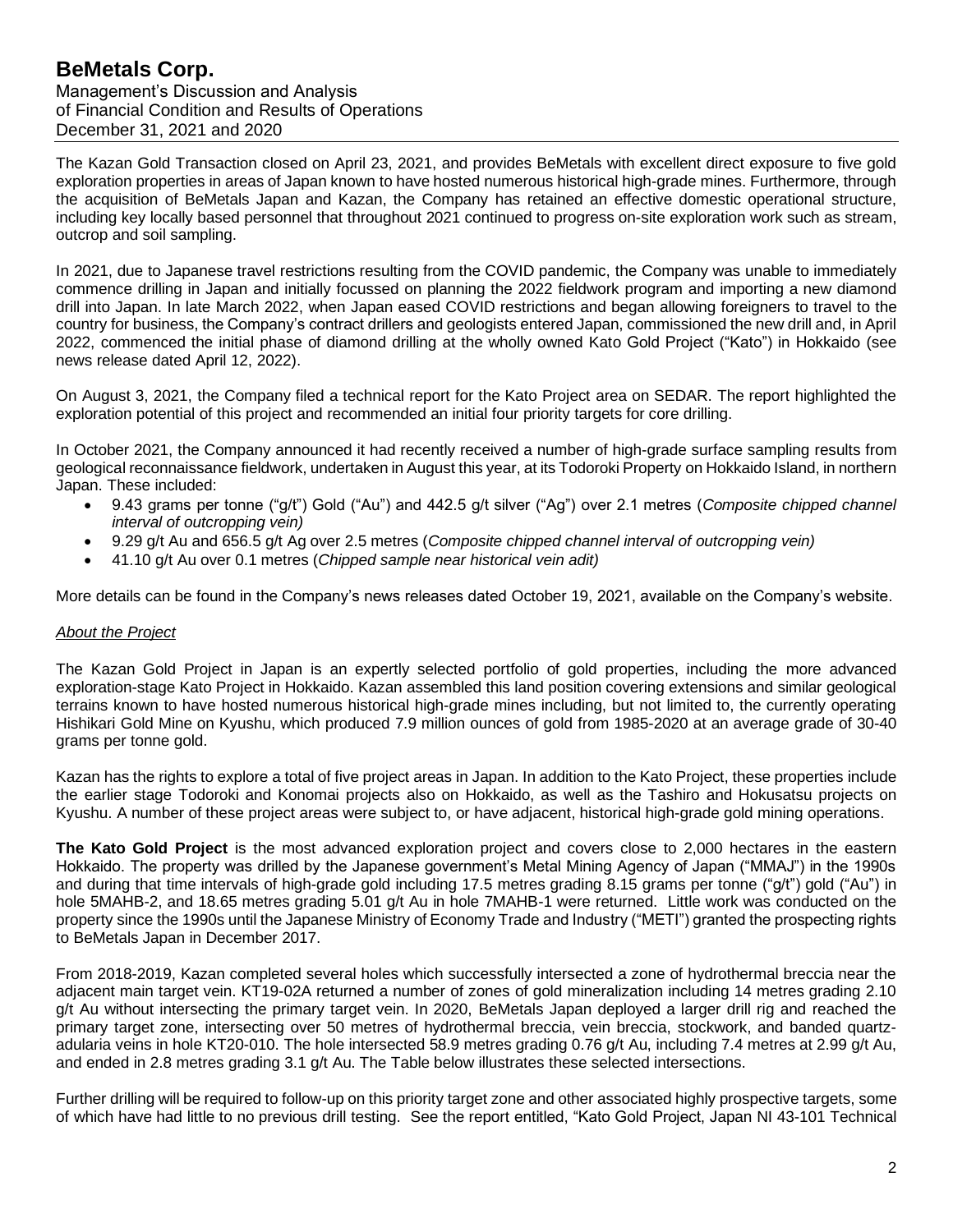The Kazan Gold Transaction closed on April 23, 2021, and provides BeMetals with excellent direct exposure to five gold exploration properties in areas of Japan known to have hosted numerous historical high-grade mines. Furthermore, through the acquisition of BeMetals Japan and Kazan, the Company has retained an effective domestic operational structure, including key locally based personnel that throughout 2021 continued to progress on-site exploration work such as stream, outcrop and soil sampling.

In 2021, due to Japanese travel restrictions resulting from the COVID pandemic, the Company was unable to immediately commence drilling in Japan and initially focussed on planning the 2022 fieldwork program and importing a new diamond drill into Japan. In late March 2022, when Japan eased COVID restrictions and began allowing foreigners to travel to the country for business, the Company's contract drillers and geologists entered Japan, commissioned the new drill and, in April 2022, commenced the initial phase of diamond drilling at the wholly owned Kato Gold Project ("Kato") in Hokkaido (see news release dated April 12, 2022).

On August 3, 2021, the Company filed a technical report for the Kato Project area on SEDAR. The report highlighted the exploration potential of this project and recommended an initial four priority targets for core drilling.

In October 2021, the Company announced it had recently received a number of high-grade surface sampling results from geological reconnaissance fieldwork, undertaken in August this year, at its Todoroki Property on Hokkaido Island, in northern Japan. These included:

- 9.43 grams per tonne ("g/t") Gold ("Au") and 442.5 g/t silver ("Ag") over 2.1 metres (*Composite chipped channel interval of outcropping vein)*
- 9.29 g/t Au and 656.5 g/t Ag over 2.5 metres (*Composite chipped channel interval of outcropping vein)*
- 41.10 g/t Au over 0.1 metres (*Chipped sample near historical vein adit)*

More details can be found in the Company's news releases dated October 19, 2021, available on the Company's website.

*About the Project*

The Kazan Gold Project in Japan is an expertly selected portfolio of gold properties, including the more advanced exploration-stage Kato Project in Hokkaido. Kazan assembled this land position covering extensions and similar geological terrains known to have hosted numerous historical high-grade mines including, but not limited to, the currently operating Hishikari Gold Mine on Kyushu, which produced 7.9 million ounces of gold from 1985-2020 at an average grade of 30-40 grams per tonne gold.

Kazan has the rights to explore a total of five project areas in Japan. In addition to the Kato Project, these properties include the earlier stage Todoroki and Konomai projects also on Hokkaido, as well as the Tashiro and Hokusatsu projects on Kyushu. A number of these project areas were subject to, or have adjacent, historical high-grade gold mining operations.

**The Kato Gold Project** is the most advanced exploration project and covers close to 2,000 hectares in the eastern Hokkaido. The property was drilled by the Japanese government's Metal Mining Agency of Japan ("MMAJ") in the 1990s and during that time intervals of high-grade gold including 17.5 metres grading 8.15 grams per tonne ("g/t") gold ("Au") in hole 5MAHB-2, and 18.65 metres grading 5.01 g/t Au in hole 7MAHB-1 were returned. Little work was conducted on the property since the 1990s until the Japanese Ministry of Economy Trade and Industry ("METI") granted the prospecting rights to BeMetals Japan in December 2017.

From 2018-2019, Kazan completed several holes which successfully intersected a zone of hydrothermal breccia near the adjacent main target vein. KT19-02A returned a number of zones of gold mineralization including 14 metres grading 2.10 g/t Au without intersecting the primary target vein. In 2020, BeMetals Japan deployed a larger drill rig and reached the primary target zone, intersecting over 50 metres of hydrothermal breccia, vein breccia, stockwork, and banded quartz-adularia veins in hole KT20-010. The hole intersected 58.9 metres grading 0.76 g/t Au, including 7.4 metres at 2.99 g/t Au, and ended in 2.8 metres grading 3.1 g/t Au. The Table below illustrates these selected intersections.

Further drilling will be required to follow-up on this priority target zone and other associated highly prospective targets, some of which have had little to no previous drill testing. See the report entitled, "Kato Gold Project, Japan NI 43-101 Technical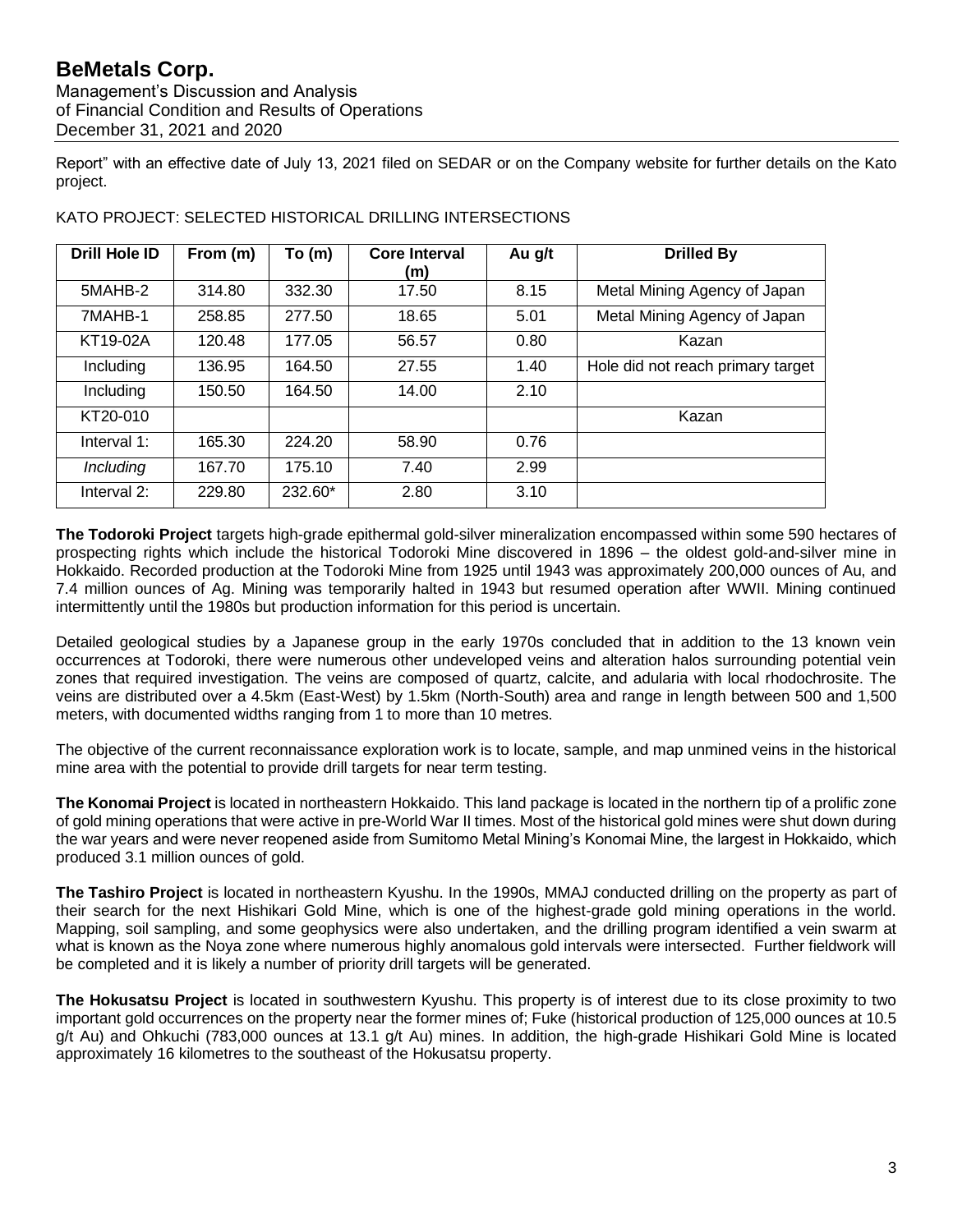Report" with an effective date of July 13, 2021 filed on SEDAR or on the Company website for further details on the Kato project.

KATO PROJECT: SELECTED HISTORICAL DRILLING INTERSECTIONS

| Drill Hole ID | From (m) | To (m) | Core Interval (m) | Au g/t | Drilled By |
|---|---|---|---|---|---|
| 5MAHB-2 | 314.80 | 332.30 | 17.50 | 8.15 | Metal Mining Agency of Japan |
| 7MAHB-1 | 258.85 | 277.50 | 18.65 | 5.01 | Metal Mining Agency of Japan |
| KT19-02A | 120.48 | 177.05 | 56.57 | 0.80 | Kazan |
| Including | 136.95 | 164.50 | 27.55 | 1.40 | Hole did not reach primary target |
| Including | 150.50 | 164.50 | 14.00 | 2.10 | |
| KT20-010 | | | | | Kazan |
| Interval 1: | 165.30 | 224.20 | 58.90 | 0.76 | |
| *Including* | 167.70 | 175.10 | 7.40 | 2.99 | |
| Interval 2: | 229.80 | 232.60* | 2.80 | 3.10 | |

**The Todoroki Project** targets high-grade epithermal gold-silver mineralization encompassed within some 590 hectares of prospecting rights which include the historical Todoroki Mine discovered in 1896 – the oldest gold-and-silver mine in Hokkaido. Recorded production at the Todoroki Mine from 1925 until 1943 was approximately 200,000 ounces of Au, and 7.4 million ounces of Ag. Mining was temporarily halted in 1943 but resumed operation after WWII. Mining continued intermittently until the 1980s but production information for this period is uncertain.

Detailed geological studies by a Japanese group in the early 1970s concluded that in addition to the 13 known vein occurrences at Todoroki, there were numerous other undeveloped veins and alteration halos surrounding potential vein zones that required investigation. The veins are composed of quartz, calcite, and adularia with local rhodochrosite. The veins are distributed over a 4.5km (East-West) by 1.5km (North-South) area and range in length between 500 and 1,500 meters, with documented widths ranging from 1 to more than 10 metres.

The objective of the current reconnaissance exploration work is to locate, sample, and map unmined veins in the historical mine area with the potential to provide drill targets for near term testing.

**The Konomai Project** is located in northeastern Hokkaido. This land package is located in the northern tip of a prolific zone of gold mining operations that were active in pre-World War II times. Most of the historical gold mines were shut down during the war years and were never reopened aside from Sumitomo Metal Mining's Konomai Mine, the largest in Hokkaido, which produced 3.1 million ounces of gold.

**The Tashiro Project** is located in northeastern Kyushu. In the 1990s, MMAJ conducted drilling on the property as part of their search for the next Hishikari Gold Mine, which is one of the highest-grade gold mining operations in the world. Mapping, soil sampling, and some geophysics were also undertaken, and the drilling program identified a vein swarm at what is known as the Noya zone where numerous highly anomalous gold intervals were intersected. Further fieldwork will be completed and it is likely a number of priority drill targets will be generated.

**The Hokusatsu Project** is located in southwestern Kyushu. This property is of interest due to its close proximity to two important gold occurrences on the property near the former mines of; Fuke (historical production of 125,000 ounces at 10.5 g/t Au) and Ohkuchi (783,000 ounces at 13.1 g/t Au) mines. In addition, the high-grade Hishikari Gold Mine is located approximately 16 kilometres to the southeast of the Hokusatsu property.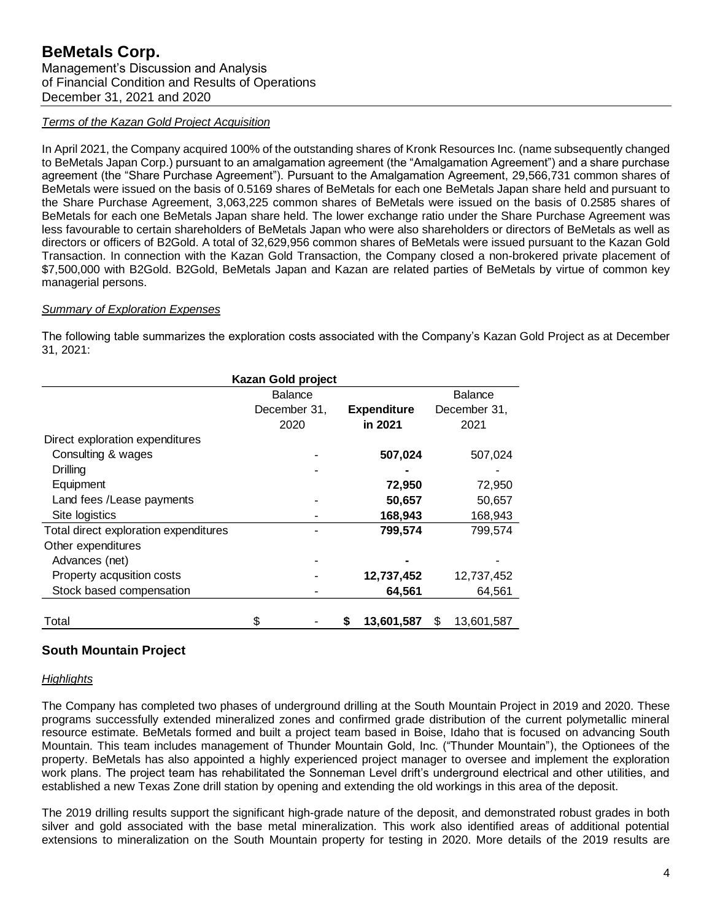*Terms of the Kazan Gold Project Acquisition*

In April 2021, the Company acquired 100% of the outstanding shares of Kronk Resources Inc. (name subsequently changed to BeMetals Japan Corp.) pursuant to an amalgamation agreement (the "Amalgamation Agreement") and a share purchase agreement (the "Share Purchase Agreement"). Pursuant to the Amalgamation Agreement, 29,566,731 common shares of BeMetals were issued on the basis of 0.5169 shares of BeMetals for each one BeMetals Japan share held and pursuant to the Share Purchase Agreement, 3,063,225 common shares of BeMetals were issued on the basis of 0.2585 shares of BeMetals for each one BeMetals Japan share held. The lower exchange ratio under the Share Purchase Agreement was less favourable to certain shareholders of BeMetals Japan who were also shareholders or directors of BeMetals as well as directors or officers of B2Gold. A total of 32,629,956 common shares of BeMetals were issued pursuant to the Kazan Gold Transaction. In connection with the Kazan Gold Transaction, the Company closed a non-brokered private placement of $7,500,000 with B2Gold. B2Gold, BeMetals Japan and Kazan are related parties of BeMetals by virtue of common key managerial persons.

*Summary of Exploration Expenses*

The following table summarizes the exploration costs associated with the Company's Kazan Gold Project as at December 31, 2021:

| Kazan Gold project | Balance December 31, 2020 | **Expenditure in 2021** | Balance December 31, 2021 |
|---|---|---|---|
| Direct exploration expenditures | | | |
| Consulting & wages | - | **507,024** | 507,024 |
| Drilling | - | **-** | - |
| Equipment | | **72,950** | 72,950 |
| Land fees /Lease payments | - | **50,657** | 50,657 |
| Site logistics | - | **168,943** | 168,943 |
| Total direct exploration expenditures | - | **799,574** | 799,574 |
| Other expenditures | | | |
| Advances (net) | - | **-** | - |
| Property acqusition costs | - | **12,737,452** | 12,737,452 |
| Stock based compensation | - | **64,561** | 64,561 |
| Total | $ - | **$ 13,601,587** | $ 13,601,587 |

## South Mountain Project

*Highlights*

The Company has completed two phases of underground drilling at the South Mountain Project in 2019 and 2020. These programs successfully extended mineralized zones and confirmed grade distribution of the current polymetallic mineral resource estimate. BeMetals formed and built a project team based in Boise, Idaho that is focused on advancing South Mountain. This team includes management of Thunder Mountain Gold, Inc. ("Thunder Mountain"), the Optionees of the property. BeMetals has also appointed a highly experienced project manager to oversee and implement the exploration work plans. The project team has rehabilitated the Sonneman Level drift's underground electrical and other utilities, and established a new Texas Zone drill station by opening and extending the old workings in this area of the deposit.

The 2019 drilling results support the significant high-grade nature of the deposit, and demonstrated robust grades in both silver and gold associated with the base metal mineralization. This work also identified areas of additional potential extensions to mineralization on the South Mountain property for testing in 2020. More details of the 2019 results are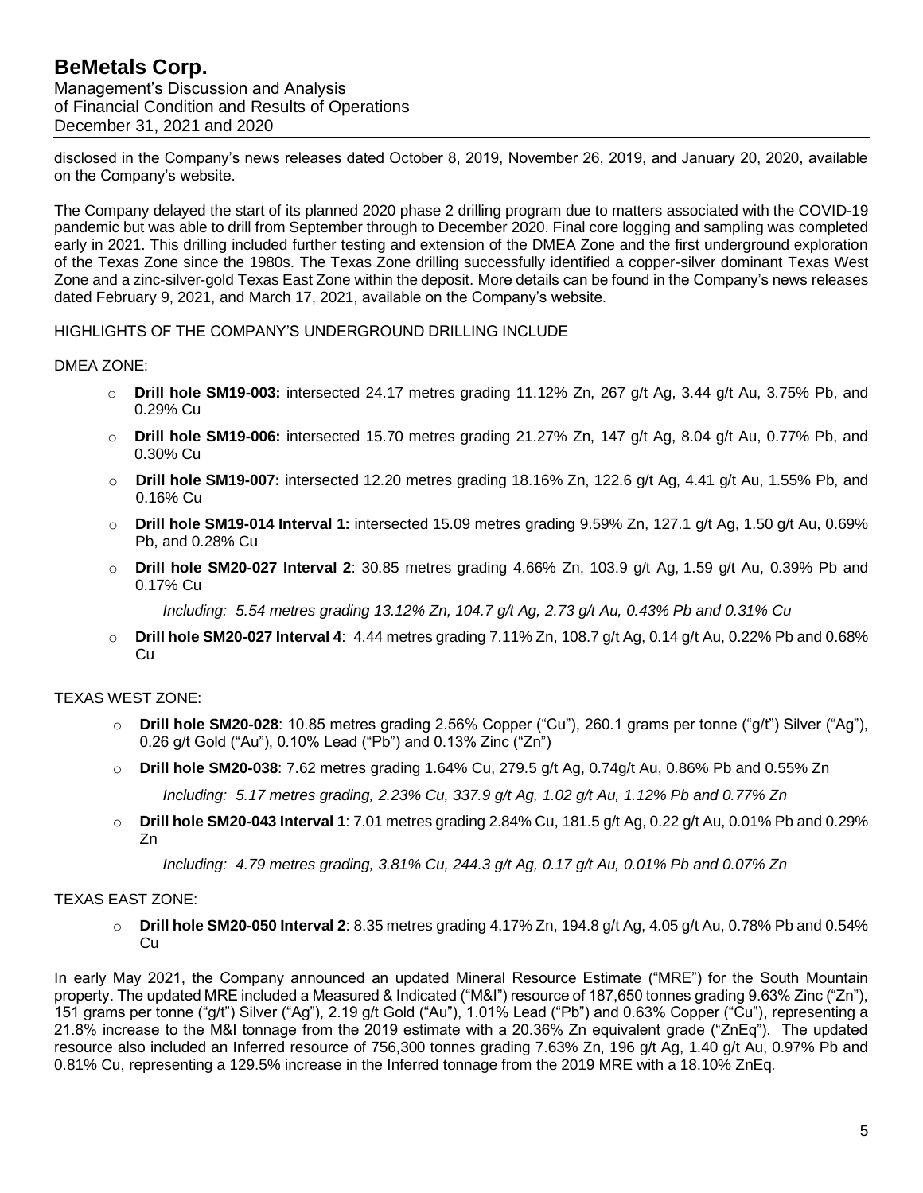disclosed in the Company's news releases dated October 8, 2019, November 26, 2019, and January 20, 2020, available on the Company's website.

The Company delayed the start of its planned 2020 phase 2 drilling program due to matters associated with the COVID-19 pandemic but was able to drill from September through to December 2020. Final core logging and sampling was completed early in 2021. This drilling included further testing and extension of the DMEA Zone and the first underground exploration of the Texas Zone since the 1980s. The Texas Zone drilling successfully identified a copper-silver dominant Texas West Zone and a zinc-silver-gold Texas East Zone within the deposit. More details can be found in the Company's news releases dated February 9, 2021, and March 17, 2021, available on the Company's website.

HIGHLIGHTS OF THE COMPANY'S UNDERGROUND DRILLING INCLUDE

DMEA ZONE:

- **Drill hole SM19-003:** intersected 24.17 metres grading 11.12% Zn, 267 g/t Ag, 3.44 g/t Au, 3.75% Pb, and 0.29% Cu
- **Drill hole SM19-006:** intersected 15.70 metres grading 21.27% Zn, 147 g/t Ag, 8.04 g/t Au, 0.77% Pb, and 0.30% Cu
- **Drill hole SM19-007:** intersected 12.20 metres grading 18.16% Zn, 122.6 g/t Ag, 4.41 g/t Au, 1.55% Pb, and 0.16% Cu
- **Drill hole SM19-014 Interval 1:** intersected 15.09 metres grading 9.59% Zn, 127.1 g/t Ag, 1.50 g/t Au, 0.69% Pb, and 0.28% Cu
- **Drill hole SM20-027 Interval 2**: 30.85 metres grading 4.66% Zn, 103.9 g/t Ag, 1.59 g/t Au, 0.39% Pb and 0.17% Cu

  *Including: 5.54 metres grading 13.12% Zn, 104.7 g/t Ag, 2.73 g/t Au, 0.43% Pb and 0.31% Cu*

- **Drill hole SM20-027 Interval 4**: 4.44 metres grading 7.11% Zn, 108.7 g/t Ag, 0.14 g/t Au, 0.22% Pb and 0.68% Cu

TEXAS WEST ZONE:

- **Drill hole SM20-028**: 10.85 metres grading 2.56% Copper ("Cu"), 260.1 grams per tonne ("g/t") Silver ("Ag"), 0.26 g/t Gold ("Au"), 0.10% Lead ("Pb") and 0.13% Zinc ("Zn")
- **Drill hole SM20-038**: 7.62 metres grading 1.64% Cu, 279.5 g/t Ag, 0.74g/t Au, 0.86% Pb and 0.55% Zn

  *Including: 5.17 metres grading, 2.23% Cu, 337.9 g/t Ag, 1.02 g/t Au, 1.12% Pb and 0.77% Zn*

- **Drill hole SM20-043 Interval 1**: 7.01 metres grading 2.84% Cu, 181.5 g/t Ag, 0.22 g/t Au, 0.01% Pb and 0.29% Zn

  *Including: 4.79 metres grading, 3.81% Cu, 244.3 g/t Ag, 0.17 g/t Au, 0.01% Pb and 0.07% Zn*

TEXAS EAST ZONE:

- **Drill hole SM20-050 Interval 2**: 8.35 metres grading 4.17% Zn, 194.8 g/t Ag, 4.05 g/t Au, 0.78% Pb and 0.54% Cu

In early May 2021, the Company announced an updated Mineral Resource Estimate ("MRE") for the South Mountain property. The updated MRE included a Measured & Indicated ("M&I") resource of 187,650 tonnes grading 9.63% Zinc ("Zn"), 151 grams per tonne ("g/t") Silver ("Ag"), 2.19 g/t Gold ("Au"), 1.01% Lead ("Pb") and 0.63% Copper ("Cu"), representing a 21.8% increase to the M&I tonnage from the 2019 estimate with a 20.36% Zn equivalent grade ("ZnEq"). The updated resource also included an Inferred resource of 756,300 tonnes grading 7.63% Zn, 196 g/t Ag, 1.40 g/t Au, 0.97% Pb and 0.81% Cu, representing a 129.5% increase in the Inferred tonnage from the 2019 MRE with a 18.10% ZnEq.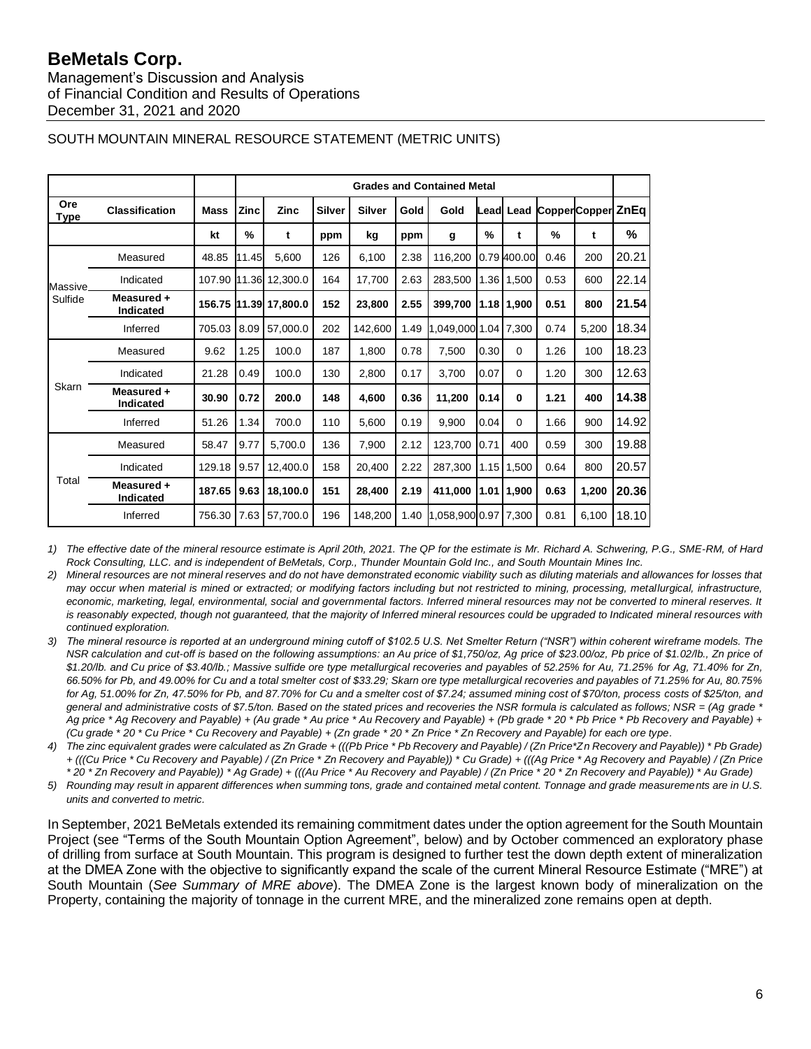SOUTH MOUNTAIN MINERAL RESOURCE STATEMENT (METRIC UNITS)

| | | | Grades and Contained Metal | | | | | | | | | | | |
|---|---|---|---|---|---|---|---|---|---|---|---|---|---|---|
| Ore Type | Classification | Mass | Zinc | Zinc | Silver | Silver | Gold | Gold | Lead | Lead | Copper | Copper | ZnEq |
| | | kt | % | t | ppm | kg | ppm | g | % | t | % | t | % |
| Massive Sulfide | Measured | 48.85 | 11.45 | 5,600 | 126 | 6,100 | 2.38 | 116,200 | 0.79 | 400.00 | 0.46 | 200 | 20.21 |
| | Indicated | 107.90 | 11.36 | 12,300.0 | 164 | 17,700 | 2.63 | 283,500 | 1.36 | 1,500 | 0.53 | 600 | 22.14 |
| | **Measured + Indicated** | **156.75** | **11.39** | **17,800.0** | **152** | **23,800** | **2.55** | **399,700** | **1.18** | **1,900** | **0.51** | **800** | **21.54** |
| | Inferred | 705.03 | 8.09 | 57,000.0 | 202 | 142,600 | 1.49 | 1,049,000 | 1.04 | 7,300 | 0.74 | 5,200 | 18.34 |
| Skarn | Measured | 9.62 | 1.25 | 100.0 | 187 | 1,800 | 0.78 | 7,500 | 0.30 | 0 | 1.26 | 100 | 18.23 |
| | Indicated | 21.28 | 0.49 | 100.0 | 130 | 2,800 | 0.17 | 3,700 | 0.07 | 0 | 1.20 | 300 | 12.63 |
| | **Measured + Indicated** | **30.90** | **0.72** | **200.0** | **148** | **4,600** | **0.36** | **11,200** | **0.14** | **0** | **1.21** | **400** | **14.38** |
| | Inferred | 51.26 | 1.34 | 700.0 | 110 | 5,600 | 0.19 | 9,900 | 0.04 | 0 | 1.66 | 900 | 14.92 |
| Total | Measured | 58.47 | 9.77 | 5,700.0 | 136 | 7,900 | 2.12 | 123,700 | 0.71 | 400 | 0.59 | 300 | 19.88 |
| | Indicated | 129.18 | 9.57 | 12,400.0 | 158 | 20,400 | 2.22 | 287,300 | 1.15 | 1,500 | 0.64 | 800 | 20.57 |
| | **Measured + Indicated** | **187.65** | **9.63** | **18,100.0** | **151** | **28,400** | **2.19** | **411,000** | **1.01** | **1,900** | **0.63** | **1,200** | **20.36** |
| | Inferred | 756.30 | 7.63 | 57,700.0 | 196 | 148,200 | 1.40 | 1,058,900 | 0.97 | 7,300 | 0.81 | 6,100 | 18.10 |

1) *The effective date of the mineral resource estimate is April 20th, 2021. The QP for the estimate is Mr. Richard A. Schwering, P.G., SME-RM, of Hard Rock Consulting, LLC. and is independent of BeMetals, Corp., Thunder Mountain Gold Inc., and South Mountain Mines Inc.*
2) *Mineral resources are not mineral reserves and do not have demonstrated economic viability such as diluting materials and allowances for losses that may occur when material is mined or extracted; or modifying factors including but not restricted to mining, processing, metallurgical, infrastructure, economic, marketing, legal, environmental, social and governmental factors. Inferred mineral resources may not be converted to mineral reserves. It is reasonably expected, though not guaranteed, that the majority of Inferred mineral resources could be upgraded to Indicated mineral resources with continued exploration.*
3) *The mineral resource is reported at an underground mining cutoff of $102.5 U.S. Net Smelter Return ("NSR") within coherent wireframe models. The NSR calculation and cut-off is based on the following assumptions: an Au price of $1,750/oz, Ag price of $23.00/oz, Pb price of $1.02/lb., Zn price of $1.20/lb. and Cu price of $3.40/lb.; Massive sulfide ore type metallurgical recoveries and payables of 52.25% for Au, 71.25% for Ag, 71.40% for Zn, 66.50% for Pb, and 49.00% for Cu and a total smelter cost of $33.29; Skarn ore type metallurgical recoveries and payables of 71.25% for Au, 80.75% for Ag, 51.00% for Zn, 47.50% for Pb, and 87.70% for Cu and a smelter cost of $7.24; assumed mining cost of $70/ton, process costs of $25/ton, and general and administrative costs of $7.5/ton. Based on the stated prices and recoveries the NSR formula is calculated as follows; NSR = (Ag grade * Ag price * Ag Recovery and Payable) + (Au grade * Au price * Au Recovery and Payable) + (Pb grade * 20 * Pb Price * Pb Recovery and Payable) + (Cu grade * 20 * Cu Price * Cu Recovery and Payable) + (Zn grade * 20 * Zn Price * Zn Recovery and Payable) for each ore type.*
4) *The zinc equivalent grades were calculated as Zn Grade + (((Pb Price * Pb Recovery and Payable) / (Zn Price*Zn Recovery and Payable)) * Pb Grade) + (((Cu Price * Cu Recovery and Payable) / (Zn Price * Zn Recovery and Payable)) * Cu Grade) + (((Ag Price * Ag Recovery and Payable) / (Zn Price * 20 * Zn Recovery and Payable)) * Ag Grade) + (((Au Price * Au Recovery and Payable) / (Zn Price * 20 * Zn Recovery and Payable)) * Au Grade)*
5) *Rounding may result in apparent differences when summing tons, grade and contained metal content. Tonnage and grade measurements are in U.S. units and converted to metric.*

In September, 2021 BeMetals extended its remaining commitment dates under the option agreement for the South Mountain Project (see "Terms of the South Mountain Option Agreement", below) and by October commenced an exploratory phase of drilling from surface at South Mountain. This program is designed to further test the down depth extent of mineralization at the DMEA Zone with the objective to significantly expand the scale of the current Mineral Resource Estimate ("MRE") at South Mountain (*See Summary of MRE above*). The DMEA Zone is the largest known body of mineralization on the Property, containing the majority of tonnage in the current MRE, and the mineralized zone remains open at depth.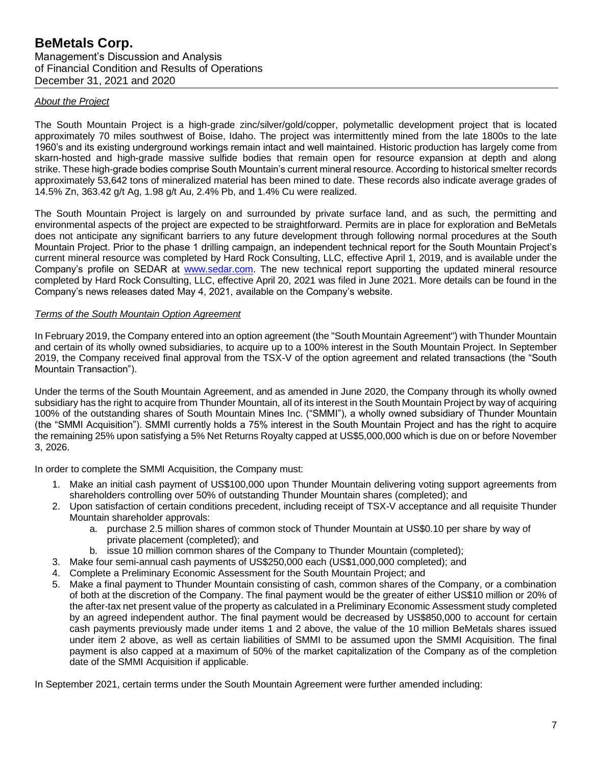*About the Project*

The South Mountain Project is a high-grade zinc/silver/gold/copper, polymetallic development project that is located approximately 70 miles southwest of Boise, Idaho. The project was intermittently mined from the late 1800s to the late 1960's and its existing underground workings remain intact and well maintained. Historic production has largely come from skarn-hosted and high-grade massive sulfide bodies that remain open for resource expansion at depth and along strike. These high-grade bodies comprise South Mountain's current mineral resource. According to historical smelter records approximately 53,642 tons of mineralized material has been mined to date. These records also indicate average grades of 14.5% Zn, 363.42 g/t Ag, 1.98 g/t Au, 2.4% Pb, and 1.4% Cu were realized.

The South Mountain Project is largely on and surrounded by private surface land, and as such, the permitting and environmental aspects of the project are expected to be straightforward. Permits are in place for exploration and BeMetals does not anticipate any significant barriers to any future development through following normal procedures at the South Mountain Project. Prior to the phase 1 drilling campaign, an independent technical report for the South Mountain Project's current mineral resource was completed by Hard Rock Consulting, LLC, effective April 1, 2019, and is available under the Company's profile on SEDAR at www.sedar.com. The new technical report supporting the updated mineral resource completed by Hard Rock Consulting, LLC, effective April 20, 2021 was filed in June 2021. More details can be found in the Company's news releases dated May 4, 2021, available on the Company's website.

*Terms of the South Mountain Option Agreement*

In February 2019, the Company entered into an option agreement (the "South Mountain Agreement") with Thunder Mountain and certain of its wholly owned subsidiaries, to acquire up to a 100% interest in the South Mountain Project. In September 2019, the Company received final approval from the TSX-V of the option agreement and related transactions (the "South Mountain Transaction").

Under the terms of the South Mountain Agreement, and as amended in June 2020, the Company through its wholly owned subsidiary has the right to acquire from Thunder Mountain, all of its interest in the South Mountain Project by way of acquiring 100% of the outstanding shares of South Mountain Mines Inc. ("SMMI"), a wholly owned subsidiary of Thunder Mountain (the "SMMI Acquisition"). SMMI currently holds a 75% interest in the South Mountain Project and has the right to acquire the remaining 25% upon satisfying a 5% Net Returns Royalty capped at US$5,000,000 which is due on or before November 3, 2026.

In order to complete the SMMI Acquisition, the Company must:

1. Make an initial cash payment of US$100,000 upon Thunder Mountain delivering voting support agreements from shareholders controlling over 50% of outstanding Thunder Mountain shares (completed); and
2. Upon satisfaction of certain conditions precedent, including receipt of TSX-V acceptance and all requisite Thunder Mountain shareholder approvals:
    a. purchase 2.5 million shares of common stock of Thunder Mountain at US$0.10 per share by way of private placement (completed); and
    b. issue 10 million common shares of the Company to Thunder Mountain (completed);
3. Make four semi-annual cash payments of US$250,000 each (US$1,000,000 completed); and
4. Complete a Preliminary Economic Assessment for the South Mountain Project; and
5. Make a final payment to Thunder Mountain consisting of cash, common shares of the Company, or a combination of both at the discretion of the Company. The final payment would be the greater of either US$10 million or 20% of the after-tax net present value of the property as calculated in a Preliminary Economic Assessment study completed by an agreed independent author. The final payment would be decreased by US$850,000 to account for certain cash payments previously made under items 1 and 2 above, the value of the 10 million BeMetals shares issued under item 2 above, as well as certain liabilities of SMMI to be assumed upon the SMMI Acquisition. The final payment is also capped at a maximum of 50% of the market capitalization of the Company as of the completion date of the SMMI Acquisition if applicable.

In September 2021, certain terms under the South Mountain Agreement were further amended including: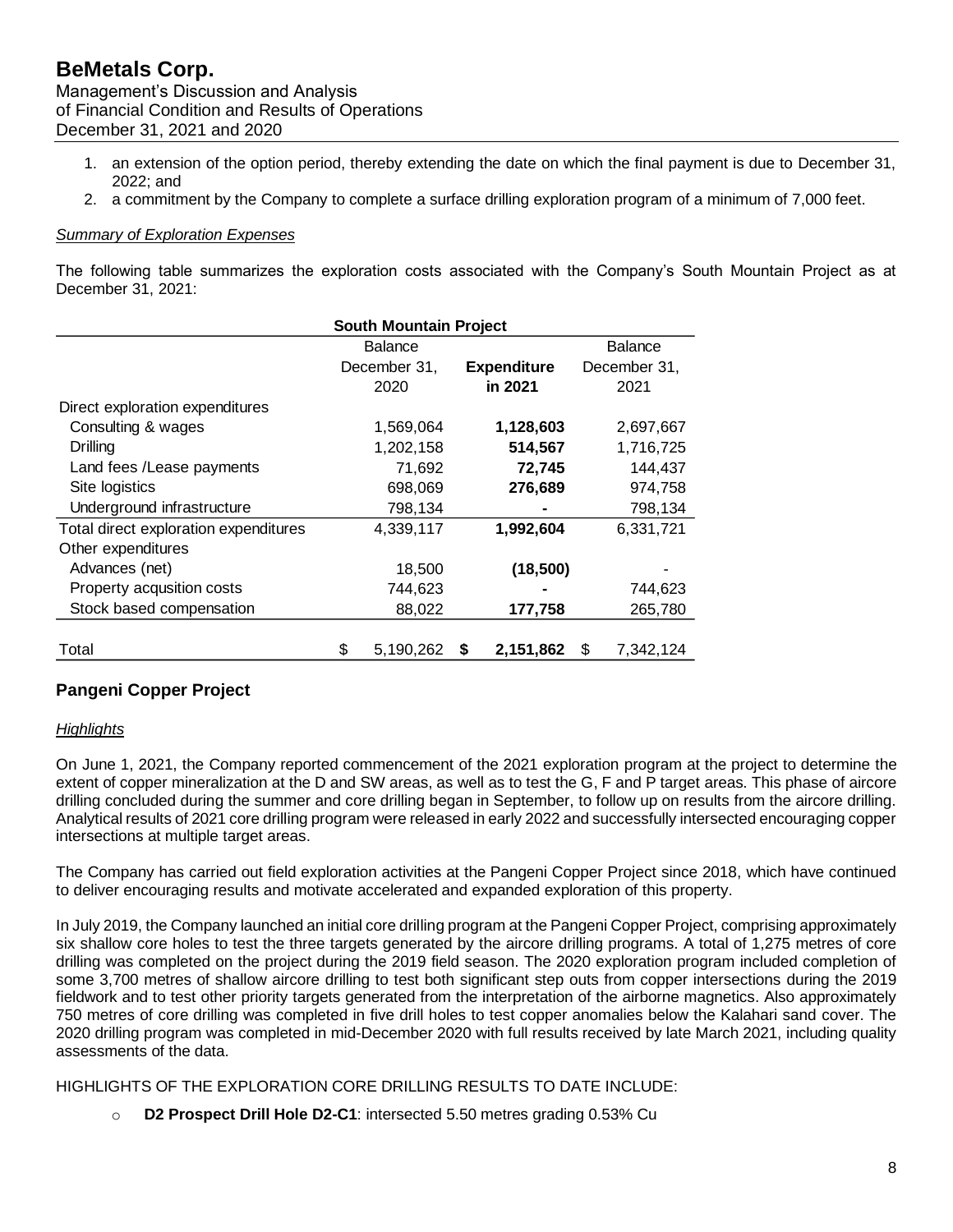1. an extension of the option period, thereby extending the date on which the final payment is due to December 31, 2022; and
2. a commitment by the Company to complete a surface drilling exploration program of a minimum of 7,000 feet.

*Summary of Exploration Expenses*

The following table summarizes the exploration costs associated with the Company's South Mountain Project as at December 31, 2021:

| South Mountain Project | Balance December 31, 2020 | Expenditure in 2021 | Balance December 31, 2021 |
|---|---|---|---|
| Direct exploration expenditures | | | |
| Consulting & wages | 1,569,064 | **1,128,603** | 2,697,667 |
| Drilling | 1,202,158 | **514,567** | 1,716,725 |
| Land fees /Lease payments | 71,692 | **72,745** | 144,437 |
| Site logistics | 698,069 | **276,689** | 974,758 |
| Underground infrastructure | 798,134 | **-** | 798,134 |
| Total direct exploration expenditures | 4,339,117 | **1,992,604** | 6,331,721 |
| Other expenditures | | | |
| Advances (net) | 18,500 | **(18,500)** | - |
| Property acqusition costs | 744,623 | **-** | 744,623 |
| Stock based compensation | 88,022 | **177,758** | 265,780 |
| Total | $ 5,190,262 | **$ 2,151,862** | $ 7,342,124 |

## Pangeni Copper Project

*Highlights*

On June 1, 2021, the Company reported commencement of the 2021 exploration program at the project to determine the extent of copper mineralization at the D and SW areas, as well as to test the G, F and P target areas. This phase of aircore drilling concluded during the summer and core drilling began in September, to follow up on results from the aircore drilling. Analytical results of 2021 core drilling program were released in early 2022 and successfully intersected encouraging copper intersections at multiple target areas.

The Company has carried out field exploration activities at the Pangeni Copper Project since 2018, which have continued to deliver encouraging results and motivate accelerated and expanded exploration of this property.

In July 2019, the Company launched an initial core drilling program at the Pangeni Copper Project, comprising approximately six shallow core holes to test the three targets generated by the aircore drilling programs. A total of 1,275 metres of core drilling was completed on the project during the 2019 field season. The 2020 exploration program included completion of some 3,700 metres of shallow aircore drilling to test both significant step outs from copper intersections during the 2019 fieldwork and to test other priority targets generated from the interpretation of the airborne magnetics. Also approximately 750 metres of core drilling was completed in five drill holes to test copper anomalies below the Kalahari sand cover. The 2020 drilling program was completed in mid-December 2020 with full results received by late March 2021, including quality assessments of the data.

HIGHLIGHTS OF THE EXPLORATION CORE DRILLING RESULTS TO DATE INCLUDE:

- **D2 Prospect Drill Hole D2-C1**: intersected 5.50 metres grading 0.53% Cu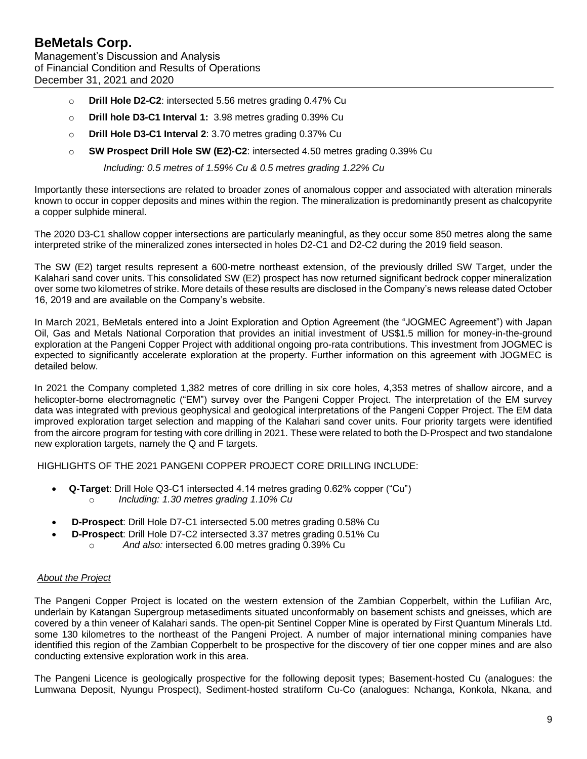- **Drill Hole D2-C2**: intersected 5.56 metres grading 0.47% Cu
- **Drill hole D3-C1 Interval 1:** 3.98 metres grading 0.39% Cu
- **Drill Hole D3-C1 Interval 2**: 3.70 metres grading 0.37% Cu
- **SW Prospect Drill Hole SW (E2)-C2**: intersected 4.50 metres grading 0.39% Cu

  *Including: 0.5 metres of 1.59% Cu & 0.5 metres grading 1.22% Cu*

Importantly these intersections are related to broader zones of anomalous copper and associated with alteration minerals known to occur in copper deposits and mines within the region. The mineralization is predominantly present as chalcopyrite a copper sulphide mineral.

The 2020 D3-C1 shallow copper intersections are particularly meaningful, as they occur some 850 metres along the same interpreted strike of the mineralized zones intersected in holes D2-C1 and D2-C2 during the 2019 field season.

The SW (E2) target results represent a 600-metre northeast extension, of the previously drilled SW Target, under the Kalahari sand cover units. This consolidated SW (E2) prospect has now returned significant bedrock copper mineralization over some two kilometres of strike. More details of these results are disclosed in the Company's news release dated October 16, 2019 and are available on the Company's website.

In March 2021, BeMetals entered into a Joint Exploration and Option Agreement (the "JOGMEC Agreement") with Japan Oil, Gas and Metals National Corporation that provides an initial investment of US$1.5 million for money-in-the-ground exploration at the Pangeni Copper Project with additional ongoing pro-rata contributions. This investment from JOGMEC is expected to significantly accelerate exploration at the property. Further information on this agreement with JOGMEC is detailed below.

In 2021 the Company completed 1,382 metres of core drilling in six core holes, 4,353 metres of shallow aircore, and a helicopter-borne electromagnetic ("EM") survey over the Pangeni Copper Project. The interpretation of the EM survey data was integrated with previous geophysical and geological interpretations of the Pangeni Copper Project. The EM data improved exploration target selection and mapping of the Kalahari sand cover units. Four priority targets were identified from the aircore program for testing with core drilling in 2021. These were related to both the D-Prospect and two standalone new exploration targets, namely the Q and F targets.

HIGHLIGHTS OF THE 2021 PANGENI COPPER PROJECT CORE DRILLING INCLUDE:

- **Q-Target**: Drill Hole Q3-C1 intersected 4.14 metres grading 0.62% copper ("Cu")
  - *Including: 1.30 metres grading 1.10% Cu*
- **D-Prospect**: Drill Hole D7-C1 intersected 5.00 metres grading 0.58% Cu
- **D-Prospect**: Drill Hole D7-C2 intersected 3.37 metres grading 0.51% Cu
  - *And also:* intersected 6.00 metres grading 0.39% Cu

*About the Project*

The Pangeni Copper Project is located on the western extension of the Zambian Copperbelt, within the Lufilian Arc, underlain by Katangan Supergroup metasediments situated unconformably on basement schists and gneisses, which are covered by a thin veneer of Kalahari sands. The open-pit Sentinel Copper Mine is operated by First Quantum Minerals Ltd. some 130 kilometres to the northeast of the Pangeni Project. A number of major international mining companies have identified this region of the Zambian Copperbelt to be prospective for the discovery of tier one copper mines and are also conducting extensive exploration work in this area.

The Pangeni Licence is geologically prospective for the following deposit types; Basement-hosted Cu (analogues: the Lumwana Deposit, Nyungu Prospect), Sediment-hosted stratiform Cu-Co (analogues: Nchanga, Konkola, Nkana, and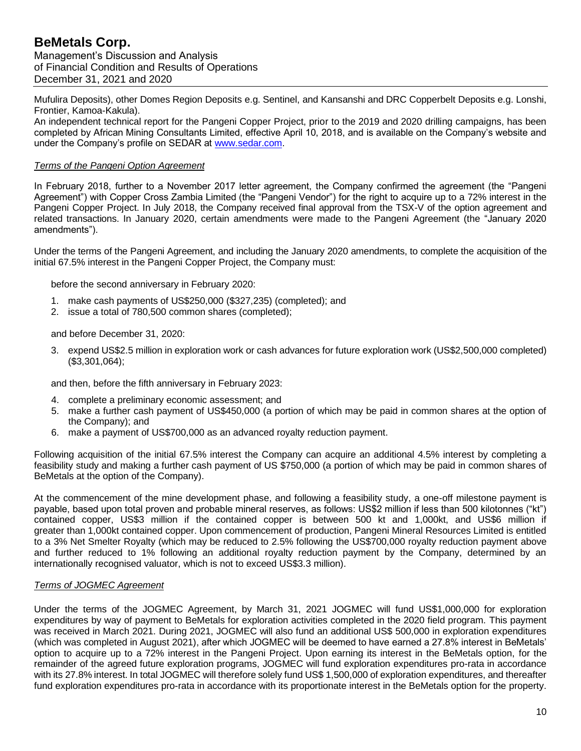Mufulira Deposits), other Domes Region Deposits e.g. Sentinel, and Kansanshi and DRC Copperbelt Deposits e.g. Lonshi, Frontier, Kamoa-Kakula).

An independent technical report for the Pangeni Copper Project, prior to the 2019 and 2020 drilling campaigns, has been completed by African Mining Consultants Limited, effective April 10, 2018, and is available on the Company's website and under the Company's profile on SEDAR at www.sedar.com.

*Terms of the Pangeni Option Agreement*

In February 2018, further to a November 2017 letter agreement, the Company confirmed the agreement (the "Pangeni Agreement") with Copper Cross Zambia Limited (the "Pangeni Vendor") for the right to acquire up to a 72% interest in the Pangeni Copper Project. In July 2018, the Company received final approval from the TSX-V of the option agreement and related transactions. In January 2020, certain amendments were made to the Pangeni Agreement (the "January 2020 amendments").

Under the terms of the Pangeni Agreement, and including the January 2020 amendments, to complete the acquisition of the initial 67.5% interest in the Pangeni Copper Project, the Company must:

before the second anniversary in February 2020:

1. make cash payments of US$250,000 ($327,235) (completed); and
2. issue a total of 780,500 common shares (completed);

and before December 31, 2020:

3. expend US$2.5 million in exploration work or cash advances for future exploration work (US$2,500,000 completed) ($3,301,064);

and then, before the fifth anniversary in February 2023:

4. complete a preliminary economic assessment; and
5. make a further cash payment of US$450,000 (a portion of which may be paid in common shares at the option of the Company); and
6. make a payment of US$700,000 as an advanced royalty reduction payment.

Following acquisition of the initial 67.5% interest the Company can acquire an additional 4.5% interest by completing a feasibility study and making a further cash payment of US $750,000 (a portion of which may be paid in common shares of BeMetals at the option of the Company).

At the commencement of the mine development phase, and following a feasibility study, a one-off milestone payment is payable, based upon total proven and probable mineral reserves, as follows: US$2 million if less than 500 kilotonnes ("kt") contained copper, US$3 million if the contained copper is between 500 kt and 1,000kt, and US$6 million if greater than 1,000kt contained copper. Upon commencement of production, Pangeni Mineral Resources Limited is entitled to a 3% Net Smelter Royalty (which may be reduced to 2.5% following the US$700,000 royalty reduction payment above and further reduced to 1% following an additional royalty reduction payment by the Company, determined by an internationally recognised valuator, which is not to exceed US$3.3 million).

*Terms of JOGMEC Agreement*

Under the terms of the JOGMEC Agreement, by March 31, 2021 JOGMEC will fund US$1,000,000 for exploration expenditures by way of payment to BeMetals for exploration activities completed in the 2020 field program. This payment was received in March 2021. During 2021, JOGMEC will also fund an additional US$ 500,000 in exploration expenditures (which was completed in August 2021), after which JOGMEC will be deemed to have earned a 27.8% interest in BeMetals' option to acquire up to a 72% interest in the Pangeni Project. Upon earning its interest in the BeMetals option, for the remainder of the agreed future exploration programs, JOGMEC will fund exploration expenditures pro-rata in accordance with its 27.8% interest. In total JOGMEC will therefore solely fund US$ 1,500,000 of exploration expenditures, and thereafter fund exploration expenditures pro-rata in accordance with its proportionate interest in the BeMetals option for the property.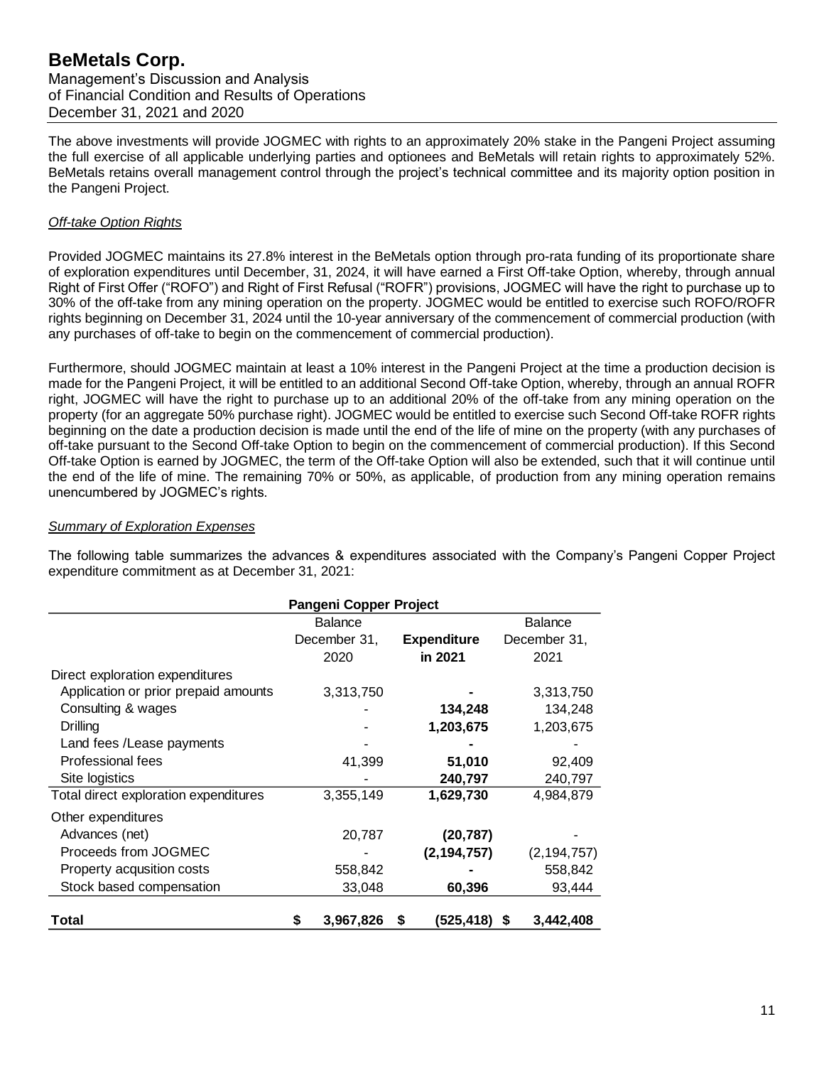The above investments will provide JOGMEC with rights to an approximately 20% stake in the Pangeni Project assuming the full exercise of all applicable underlying parties and optionees and BeMetals will retain rights to approximately 52%. BeMetals retains overall management control through the project's technical committee and its majority option position in the Pangeni Project.

*Off-take Option Rights*

Provided JOGMEC maintains its 27.8% interest in the BeMetals option through pro-rata funding of its proportionate share of exploration expenditures until December, 31, 2024, it will have earned a First Off-take Option, whereby, through annual Right of First Offer ("ROFO") and Right of First Refusal ("ROFR") provisions, JOGMEC will have the right to purchase up to 30% of the off-take from any mining operation on the property. JOGMEC would be entitled to exercise such ROFO/ROFR rights beginning on December 31, 2024 until the 10-year anniversary of the commencement of commercial production (with any purchases of off-take to begin on the commencement of commercial production).

Furthermore, should JOGMEC maintain at least a 10% interest in the Pangeni Project at the time a production decision is made for the Pangeni Project, it will be entitled to an additional Second Off-take Option, whereby, through an annual ROFR right, JOGMEC will have the right to purchase up to an additional 20% of the off-take from any mining operation on the property (for an aggregate 50% purchase right). JOGMEC would be entitled to exercise such Second Off-take ROFR rights beginning on the date a production decision is made until the end of the life of mine on the property (with any purchases of off-take pursuant to the Second Off-take Option to begin on the commencement of commercial production). If this Second Off-take Option is earned by JOGMEC, the term of the Off-take Option will also be extended, such that it will continue until the end of the life of mine. The remaining 70% or 50%, as applicable, of production from any mining operation remains unencumbered by JOGMEC's rights.

*Summary of Exploration Expenses*

The following table summarizes the advances & expenditures associated with the Company's Pangeni Copper Project expenditure commitment as at December 31, 2021:

| Pangeni Copper Project | Balance December 31, 2020 | **Expenditure in 2021** | Balance December 31, 2021 |
|---|---|---|---|
| Direct exploration expenditures | | | |
| Application or prior prepaid amounts | 3,313,750 | **-** | 3,313,750 |
| Consulting & wages | - | **134,248** | 134,248 |
| Drilling | - | **1,203,675** | 1,203,675 |
| Land fees /Lease payments | - | **-** | - |
| Professional fees | 41,399 | **51,010** | 92,409 |
| Site logistics | - | **240,797** | 240,797 |
| Total direct exploration expenditures | 3,355,149 | **1,629,730** | 4,984,879 |
| Other expenditures | | | |
| Advances (net) | 20,787 | **(20,787)** | - |
| Proceeds from JOGMEC | - | **(2,194,757)** | (2,194,757) |
| Property acqusition costs | 558,842 | **-** | 558,842 |
| Stock based compensation | 33,048 | **60,396** | 93,444 |
| **Total** | **$ 3,967,826** | **$ (525,418)** | **$ 3,442,408** |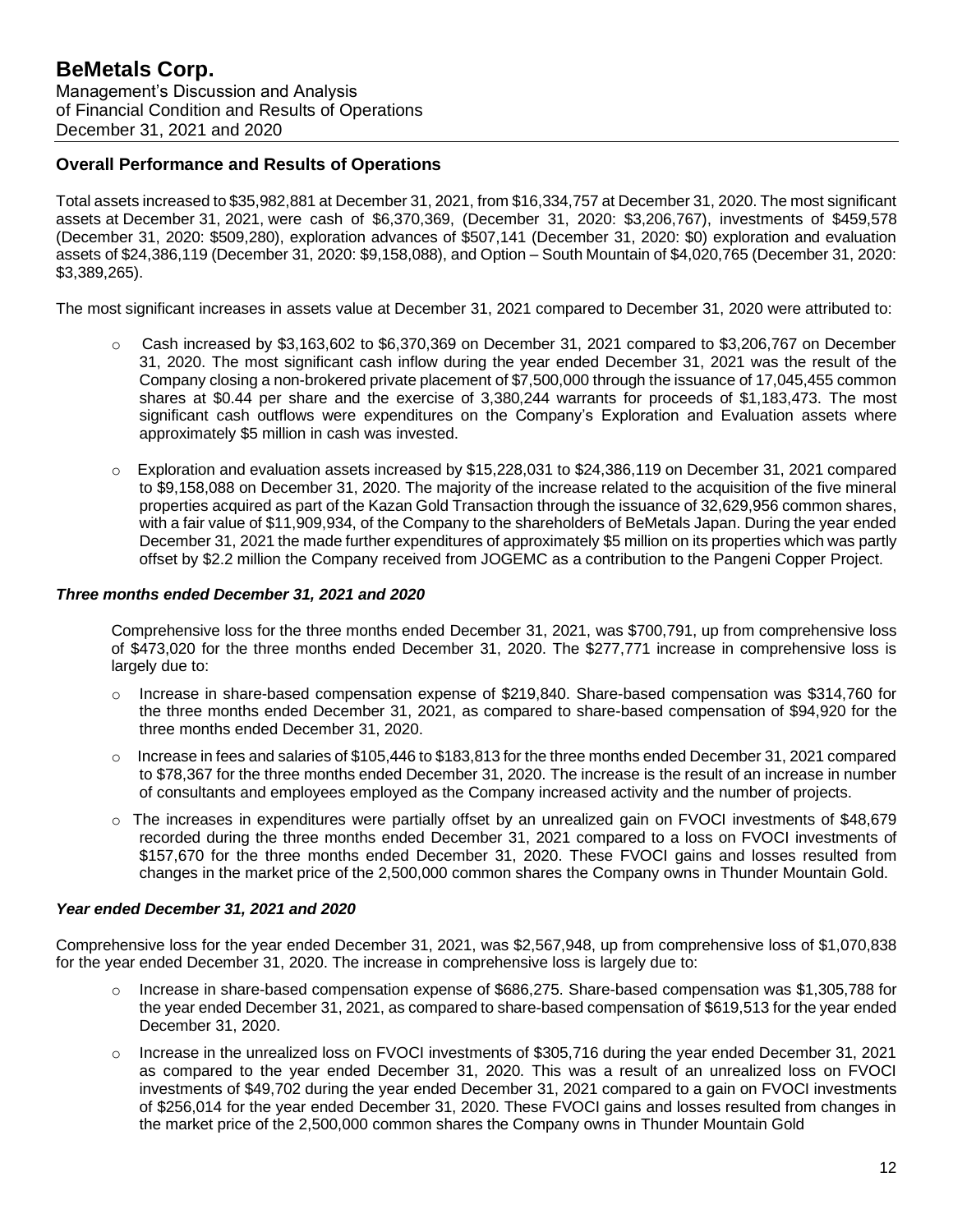## Overall Performance and Results of Operations

Total assets increased to $35,982,881 at December 31, 2021, from $16,334,757 at December 31, 2020. The most significant assets at December 31, 2021, were cash of $6,370,369, (December 31, 2020: $3,206,767), investments of $459,578 (December 31, 2020: $509,280), exploration advances of $507,141 (December 31, 2020: $0) exploration and evaluation assets of $24,386,119 (December 31, 2020: $9,158,088), and Option – South Mountain of $4,020,765 (December 31, 2020: $3,389,265).

The most significant increases in assets value at December 31, 2021 compared to December 31, 2020 were attributed to:

- Cash increased by $3,163,602 to $6,370,369 on December 31, 2021 compared to $3,206,767 on December 31, 2020. The most significant cash inflow during the year ended December 31, 2021 was the result of the Company closing a non-brokered private placement of $7,500,000 through the issuance of 17,045,455 common shares at $0.44 per share and the exercise of 3,380,244 warrants for proceeds of $1,183,473. The most significant cash outflows were expenditures on the Company's Exploration and Evaluation assets where approximately $5 million in cash was invested.
- Exploration and evaluation assets increased by $15,228,031 to $24,386,119 on December 31, 2021 compared to $9,158,088 on December 31, 2020. The majority of the increase related to the acquisition of the five mineral properties acquired as part of the Kazan Gold Transaction through the issuance of 32,629,956 common shares, with a fair value of $11,909,934, of the Company to the shareholders of BeMetals Japan. During the year ended December 31, 2021 the made further expenditures of approximately $5 million on its properties which was partly offset by $2.2 million the Company received from JOGEMC as a contribution to the Pangeni Copper Project.

### *Three months ended December 31, 2021 and 2020*

Comprehensive loss for the three months ended December 31, 2021, was $700,791, up from comprehensive loss of $473,020 for the three months ended December 31, 2020. The $277,771 increase in comprehensive loss is largely due to:

- Increase in share-based compensation expense of $219,840. Share-based compensation was $314,760 for the three months ended December 31, 2021, as compared to share-based compensation of $94,920 for the three months ended December 31, 2020.
- Increase in fees and salaries of $105,446 to $183,813 for the three months ended December 31, 2021 compared to $78,367 for the three months ended December 31, 2020. The increase is the result of an increase in number of consultants and employees employed as the Company increased activity and the number of projects.
- The increases in expenditures were partially offset by an unrealized gain on FVOCI investments of $48,679 recorded during the three months ended December 31, 2021 compared to a loss on FVOCI investments of $157,670 for the three months ended December 31, 2020. These FVOCI gains and losses resulted from changes in the market price of the 2,500,000 common shares the Company owns in Thunder Mountain Gold.

### *Year ended December 31, 2021 and 2020*

Comprehensive loss for the year ended December 31, 2021, was $2,567,948, up from comprehensive loss of $1,070,838 for the year ended December 31, 2020. The increase in comprehensive loss is largely due to:

- Increase in share-based compensation expense of $686,275. Share-based compensation was $1,305,788 for the year ended December 31, 2021, as compared to share-based compensation of $619,513 for the year ended December 31, 2020.
- Increase in the unrealized loss on FVOCI investments of $305,716 during the year ended December 31, 2021 as compared to the year ended December 31, 2020. This was a result of an unrealized loss on FVOCI investments of $49,702 during the year ended December 31, 2021 compared to a gain on FVOCI investments of $256,014 for the year ended December 31, 2020. These FVOCI gains and losses resulted from changes in the market price of the 2,500,000 common shares the Company owns in Thunder Mountain Gold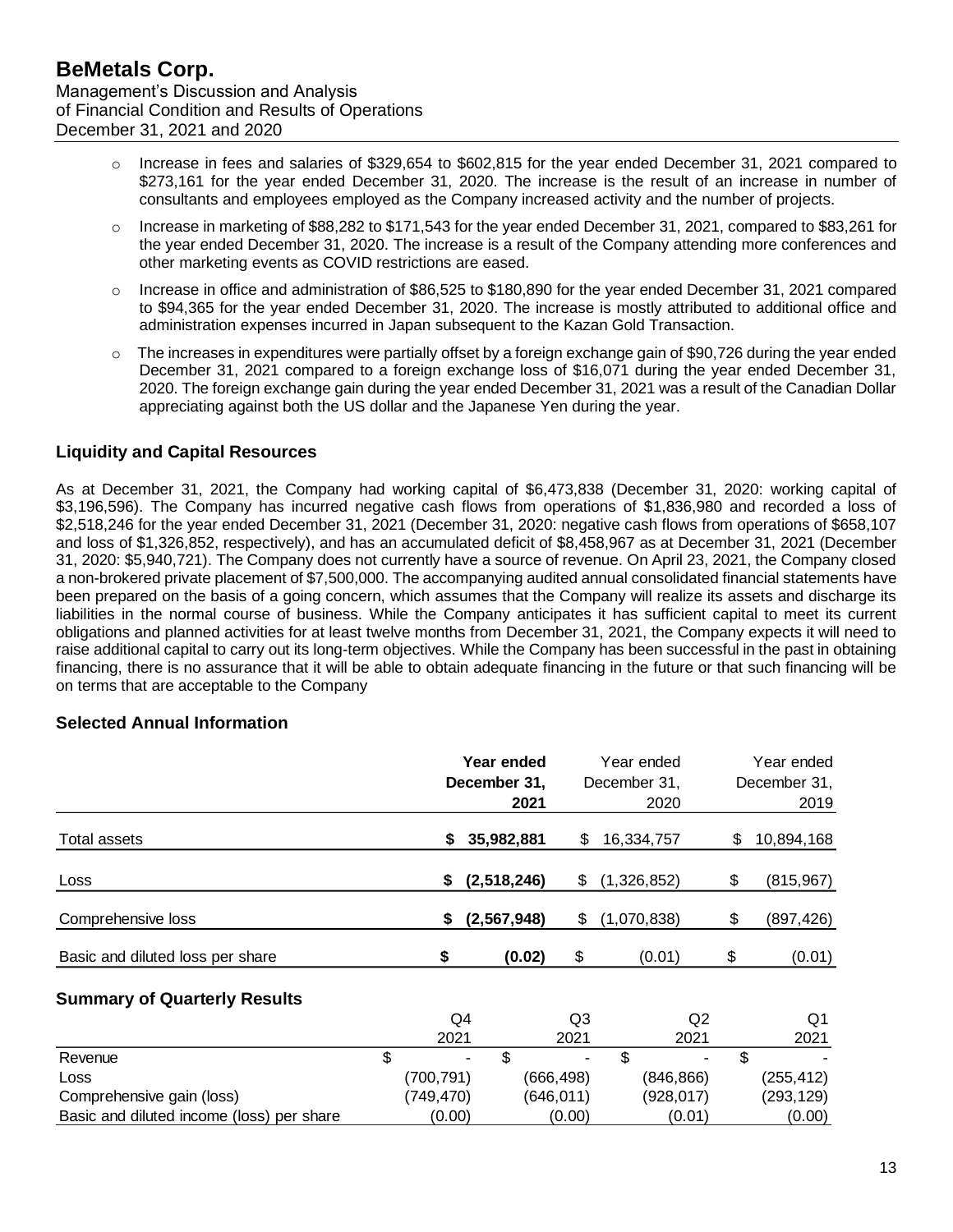- Increase in fees and salaries of $329,654 to $602,815 for the year ended December 31, 2021 compared to $273,161 for the year ended December 31, 2020. The increase is the result of an increase in number of consultants and employees employed as the Company increased activity and the number of projects.
- Increase in marketing of $88,282 to $171,543 for the year ended December 31, 2021, compared to $83,261 for the year ended December 31, 2020. The increase is a result of the Company attending more conferences and other marketing events as COVID restrictions are eased.
- Increase in office and administration of $86,525 to $180,890 for the year ended December 31, 2021 compared to $94,365 for the year ended December 31, 2020. The increase is mostly attributed to additional office and administration expenses incurred in Japan subsequent to the Kazan Gold Transaction.
- The increases in expenditures were partially offset by a foreign exchange gain of $90,726 during the year ended December 31, 2021 compared to a foreign exchange loss of $16,071 during the year ended December 31, 2020. The foreign exchange gain during the year ended December 31, 2021 was a result of the Canadian Dollar appreciating against both the US dollar and the Japanese Yen during the year.

## Liquidity and Capital Resources

As at December 31, 2021, the Company had working capital of $6,473,838 (December 31, 2020: working capital of $3,196,596). The Company has incurred negative cash flows from operations of $1,836,980 and recorded a loss of $2,518,246 for the year ended December 31, 2021 (December 31, 2020: negative cash flows from operations of $658,107 and loss of $1,326,852, respectively), and has an accumulated deficit of $8,458,967 as at December 31, 2021 (December 31, 2020: $5,940,721). The Company does not currently have a source of revenue. On April 23, 2021, the Company closed a non-brokered private placement of $7,500,000. The accompanying audited annual consolidated financial statements have been prepared on the basis of a going concern, which assumes that the Company will realize its assets and discharge its liabilities in the normal course of business. While the Company anticipates it has sufficient capital to meet its current obligations and planned activities for at least twelve months from December 31, 2021, the Company expects it will need to raise additional capital to carry out its long-term objectives. While the Company has been successful in the past in obtaining financing, there is no assurance that it will be able to obtain adequate financing in the future or that such financing will be on terms that are acceptable to the Company

## Selected Annual Information

| | **Year ended December 31, 2021** | Year ended December 31, 2020 | Year ended December 31, 2019 |
|---|---|---|---|
| Total assets | **$ 35,982,881** | $ 16,334,757 | $ 10,894,168 |
| Loss | **$ (2,518,246)** | $ (1,326,852) | $ (815,967) |
| Comprehensive loss | **$ (2,567,948)** | $ (1,070,838) | $ (897,426) |
| Basic and diluted loss per share | **$ (0.02)** | $ (0.01) | $ (0.01) |

## Summary of Quarterly Results

| | Q4 2021 | Q3 2021 | Q2 2021 | Q1 2021 |
|---|---|---|---|---|
| Revenue | $ - | $ - | $ - | $ - |
| Loss | (700,791) | (666,498) | (846,866) | (255,412) |
| Comprehensive gain (loss) | (749,470) | (646,011) | (928,017) | (293,129) |
| Basic and diluted income (loss) per share | (0.00) | (0.00) | (0.01) | (0.00) |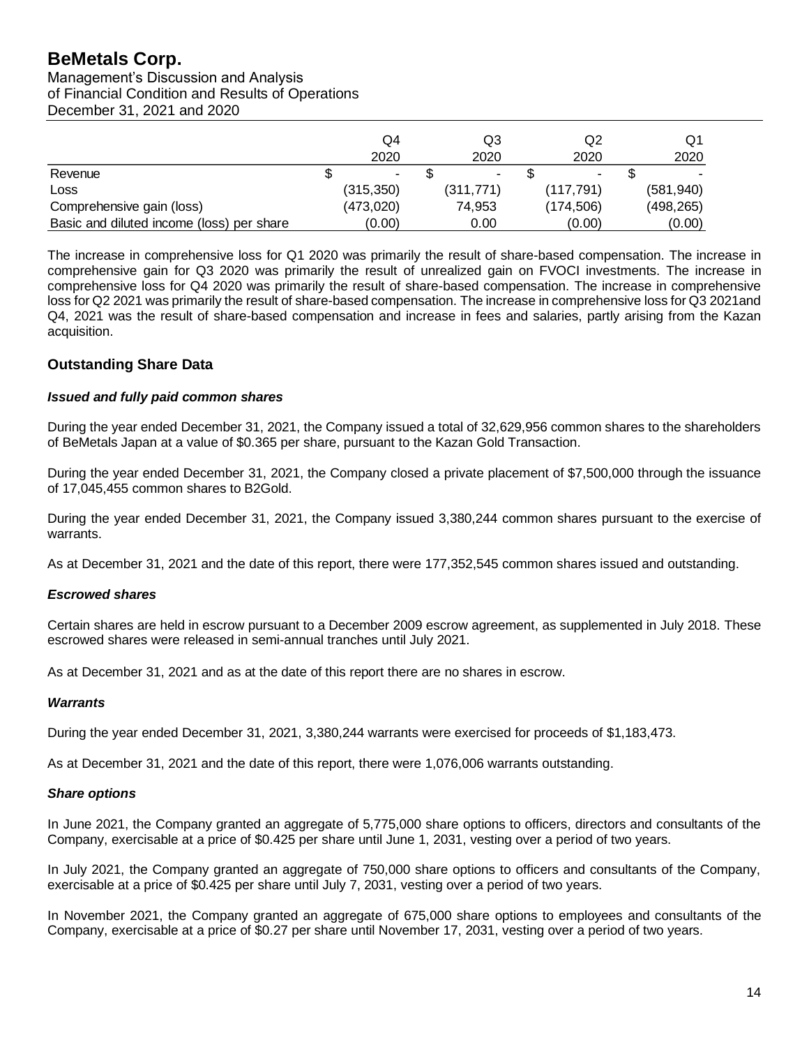|  | Q4 2020 | Q3 2020 | Q2 2020 | Q1 2020 |
|---|---|---|---|---|
| Revenue | $ - | $ - | $ - | $ - |
| Loss | (315,350) | (311,771) | (117,791) | (581,940) |
| Comprehensive gain (loss) | (473,020) | 74,953 | (174,506) | (498,265) |
| Basic and diluted income (loss) per share | (0.00) | 0.00 | (0.00) | (0.00) |

The increase in comprehensive loss for Q1 2020 was primarily the result of share-based compensation. The increase in comprehensive gain for Q3 2020 was primarily the result of unrealized gain on FVOCI investments. The increase in comprehensive loss for Q4 2020 was primarily the result of share-based compensation. The increase in comprehensive loss for Q2 2021 was primarily the result of share-based compensation. The increase in comprehensive loss for Q3 2021and Q4, 2021 was the result of share-based compensation and increase in fees and salaries, partly arising from the Kazan acquisition.

## Outstanding Share Data

### *Issued and fully paid common shares*

During the year ended December 31, 2021, the Company issued a total of 32,629,956 common shares to the shareholders of BeMetals Japan at a value of $0.365 per share, pursuant to the Kazan Gold Transaction.

During the year ended December 31, 2021, the Company closed a private placement of $7,500,000 through the issuance of 17,045,455 common shares to B2Gold.

During the year ended December 31, 2021, the Company issued 3,380,244 common shares pursuant to the exercise of warrants.

As at December 31, 2021 and the date of this report, there were 177,352,545 common shares issued and outstanding.

### *Escrowed shares*

Certain shares are held in escrow pursuant to a December 2009 escrow agreement, as supplemented in July 2018. These escrowed shares were released in semi-annual tranches until July 2021.

As at December 31, 2021 and as at the date of this report there are no shares in escrow.

### *Warrants*

During the year ended December 31, 2021, 3,380,244 warrants were exercised for proceeds of $1,183,473.

As at December 31, 2021 and the date of this report, there were 1,076,006 warrants outstanding.

### *Share options*

In June 2021, the Company granted an aggregate of 5,775,000 share options to officers, directors and consultants of the Company, exercisable at a price of $0.425 per share until June 1, 2031, vesting over a period of two years.

In July 2021, the Company granted an aggregate of 750,000 share options to officers and consultants of the Company, exercisable at a price of $0.425 per share until July 7, 2031, vesting over a period of two years.

In November 2021, the Company granted an aggregate of 675,000 share options to employees and consultants of the Company, exercisable at a price of $0.27 per share until November 17, 2031, vesting over a period of two years.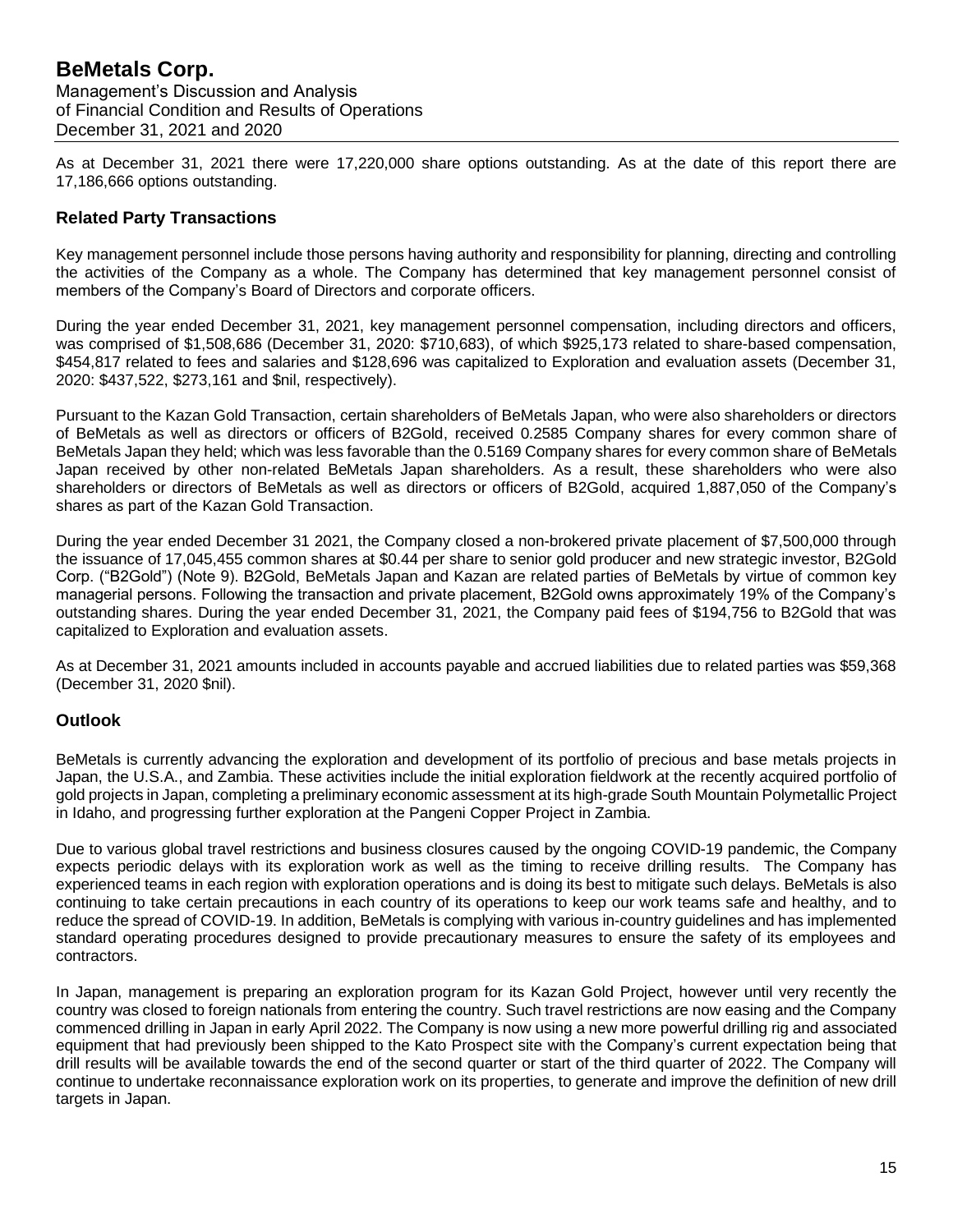As at December 31, 2021 there were 17,220,000 share options outstanding. As at the date of this report there are 17,186,666 options outstanding.

## Related Party Transactions

Key management personnel include those persons having authority and responsibility for planning, directing and controlling the activities of the Company as a whole. The Company has determined that key management personnel consist of members of the Company's Board of Directors and corporate officers.

During the year ended December 31, 2021, key management personnel compensation, including directors and officers, was comprised of $1,508,686 (December 31, 2020: $710,683), of which $925,173 related to share-based compensation, $454,817 related to fees and salaries and $128,696 was capitalized to Exploration and evaluation assets (December 31, 2020: $437,522, $273,161 and $nil, respectively).

Pursuant to the Kazan Gold Transaction, certain shareholders of BeMetals Japan, who were also shareholders or directors of BeMetals as well as directors or officers of B2Gold, received 0.2585 Company shares for every common share of BeMetals Japan they held; which was less favorable than the 0.5169 Company shares for every common share of BeMetals Japan received by other non-related BeMetals Japan shareholders. As a result, these shareholders who were also shareholders or directors of BeMetals as well as directors or officers of B2Gold, acquired 1,887,050 of the Company's shares as part of the Kazan Gold Transaction.

During the year ended December 31 2021, the Company closed a non-brokered private placement of $7,500,000 through the issuance of 17,045,455 common shares at $0.44 per share to senior gold producer and new strategic investor, B2Gold Corp. ("B2Gold") (Note 9). B2Gold, BeMetals Japan and Kazan are related parties of BeMetals by virtue of common key managerial persons. Following the transaction and private placement, B2Gold owns approximately 19% of the Company's outstanding shares. During the year ended December 31, 2021, the Company paid fees of $194,756 to B2Gold that was capitalized to Exploration and evaluation assets.

As at December 31, 2021 amounts included in accounts payable and accrued liabilities due to related parties was $59,368 (December 31, 2020 $nil).

## Outlook

BeMetals is currently advancing the exploration and development of its portfolio of precious and base metals projects in Japan, the U.S.A., and Zambia. These activities include the initial exploration fieldwork at the recently acquired portfolio of gold projects in Japan, completing a preliminary economic assessment at its high-grade South Mountain Polymetallic Project in Idaho, and progressing further exploration at the Pangeni Copper Project in Zambia.

Due to various global travel restrictions and business closures caused by the ongoing COVID-19 pandemic, the Company expects periodic delays with its exploration work as well as the timing to receive drilling results. The Company has experienced teams in each region with exploration operations and is doing its best to mitigate such delays. BeMetals is also continuing to take certain precautions in each country of its operations to keep our work teams safe and healthy, and to reduce the spread of COVID-19. In addition, BeMetals is complying with various in-country guidelines and has implemented standard operating procedures designed to provide precautionary measures to ensure the safety of its employees and contractors.

In Japan, management is preparing an exploration program for its Kazan Gold Project, however until very recently the country was closed to foreign nationals from entering the country. Such travel restrictions are now easing and the Company commenced drilling in Japan in early April 2022. The Company is now using a new more powerful drilling rig and associated equipment that had previously been shipped to the Kato Prospect site with the Company's current expectation being that drill results will be available towards the end of the second quarter or start of the third quarter of 2022. The Company will continue to undertake reconnaissance exploration work on its properties, to generate and improve the definition of new drill targets in Japan.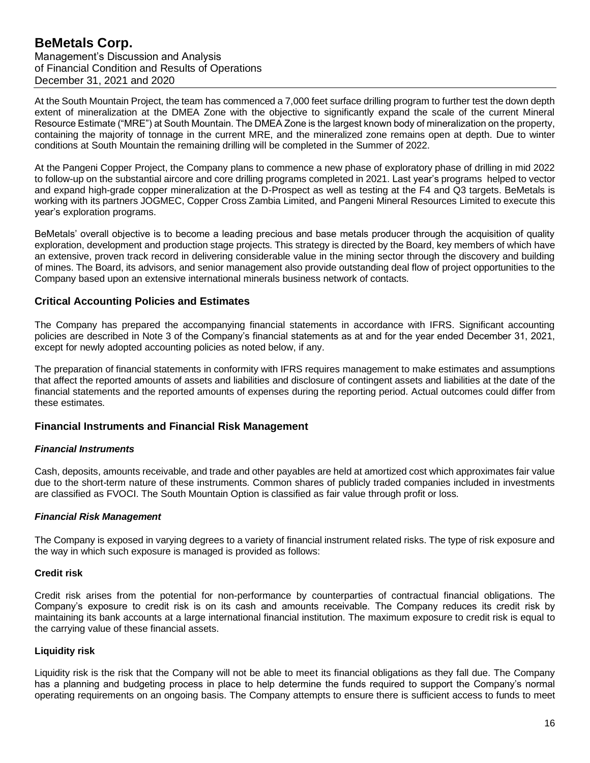At the South Mountain Project, the team has commenced a 7,000 feet surface drilling program to further test the down depth extent of mineralization at the DMEA Zone with the objective to significantly expand the scale of the current Mineral Resource Estimate ("MRE") at South Mountain. The DMEA Zone is the largest known body of mineralization on the property, containing the majority of tonnage in the current MRE, and the mineralized zone remains open at depth. Due to winter conditions at South Mountain the remaining drilling will be completed in the Summer of 2022.

At the Pangeni Copper Project, the Company plans to commence a new phase of exploratory phase of drilling in mid 2022 to follow-up on the substantial aircore and core drilling programs completed in 2021. Last year's programs helped to vector and expand high-grade copper mineralization at the D-Prospect as well as testing at the F4 and Q3 targets. BeMetals is working with its partners JOGMEC, Copper Cross Zambia Limited, and Pangeni Mineral Resources Limited to execute this year's exploration programs.

BeMetals' overall objective is to become a leading precious and base metals producer through the acquisition of quality exploration, development and production stage projects. This strategy is directed by the Board, key members of which have an extensive, proven track record in delivering considerable value in the mining sector through the discovery and building of mines. The Board, its advisors, and senior management also provide outstanding deal flow of project opportunities to the Company based upon an extensive international minerals business network of contacts.

## Critical Accounting Policies and Estimates

The Company has prepared the accompanying financial statements in accordance with IFRS. Significant accounting policies are described in Note 3 of the Company's financial statements as at and for the year ended December 31, 2021, except for newly adopted accounting policies as noted below, if any.

The preparation of financial statements in conformity with IFRS requires management to make estimates and assumptions that affect the reported amounts of assets and liabilities and disclosure of contingent assets and liabilities at the date of the financial statements and the reported amounts of expenses during the reporting period. Actual outcomes could differ from these estimates.

## Financial Instruments and Financial Risk Management

### *Financial Instruments*

Cash, deposits, amounts receivable, and trade and other payables are held at amortized cost which approximates fair value due to the short-term nature of these instruments. Common shares of publicly traded companies included in investments are classified as FVOCI. The South Mountain Option is classified as fair value through profit or loss.

### *Financial Risk Management*

The Company is exposed in varying degrees to a variety of financial instrument related risks. The type of risk exposure and the way in which such exposure is managed is provided as follows:

#### Credit risk

Credit risk arises from the potential for non-performance by counterparties of contractual financial obligations. The Company's exposure to credit risk is on its cash and amounts receivable. The Company reduces its credit risk by maintaining its bank accounts at a large international financial institution. The maximum exposure to credit risk is equal to the carrying value of these financial assets.

#### Liquidity risk

Liquidity risk is the risk that the Company will not be able to meet its financial obligations as they fall due. The Company has a planning and budgeting process in place to help determine the funds required to support the Company's normal operating requirements on an ongoing basis. The Company attempts to ensure there is sufficient access to funds to meet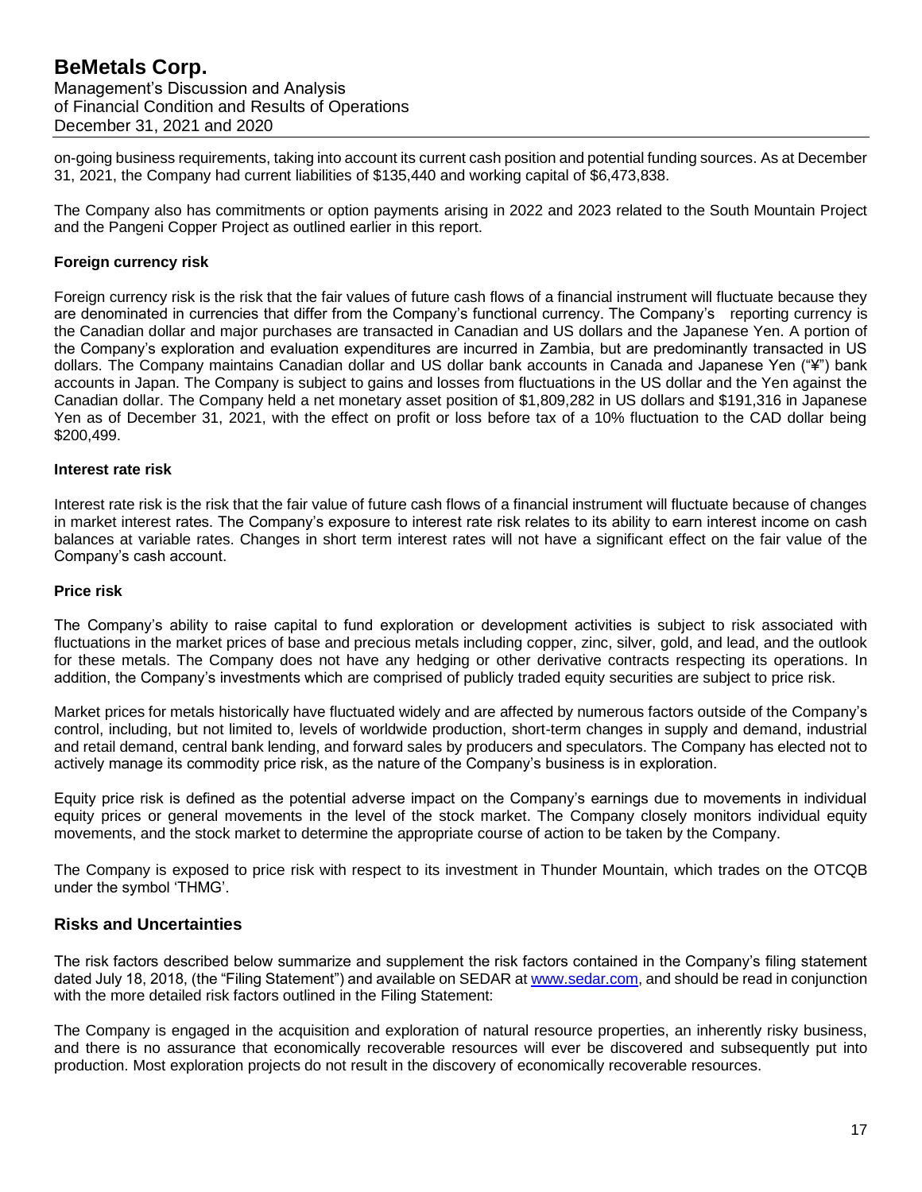on-going business requirements, taking into account its current cash position and potential funding sources. As at December 31, 2021, the Company had current liabilities of $135,440 and working capital of $6,473,838.

The Company also has commitments or option payments arising in 2022 and 2023 related to the South Mountain Project and the Pangeni Copper Project as outlined earlier in this report.

**Foreign currency risk**

Foreign currency risk is the risk that the fair values of future cash flows of a financial instrument will fluctuate because they are denominated in currencies that differ from the Company's functional currency. The Company's reporting currency is the Canadian dollar and major purchases are transacted in Canadian and US dollars and the Japanese Yen. A portion of the Company's exploration and evaluation expenditures are incurred in Zambia, but are predominantly transacted in US dollars. The Company maintains Canadian dollar and US dollar bank accounts in Canada and Japanese Yen ("¥") bank accounts in Japan. The Company is subject to gains and losses from fluctuations in the US dollar and the Yen against the Canadian dollar. The Company held a net monetary asset position of $1,809,282 in US dollars and $191,316 in Japanese Yen as of December 31, 2021, with the effect on profit or loss before tax of a 10% fluctuation to the CAD dollar being $200,499.

**Interest rate risk**

Interest rate risk is the risk that the fair value of future cash flows of a financial instrument will fluctuate because of changes in market interest rates. The Company's exposure to interest rate risk relates to its ability to earn interest income on cash balances at variable rates. Changes in short term interest rates will not have a significant effect on the fair value of the Company's cash account.

**Price risk**

The Company's ability to raise capital to fund exploration or development activities is subject to risk associated with fluctuations in the market prices of base and precious metals including copper, zinc, silver, gold, and lead, and the outlook for these metals. The Company does not have any hedging or other derivative contracts respecting its operations. In addition, the Company's investments which are comprised of publicly traded equity securities are subject to price risk.

Market prices for metals historically have fluctuated widely and are affected by numerous factors outside of the Company's control, including, but not limited to, levels of worldwide production, short-term changes in supply and demand, industrial and retail demand, central bank lending, and forward sales by producers and speculators. The Company has elected not to actively manage its commodity price risk, as the nature of the Company's business is in exploration.

Equity price risk is defined as the potential adverse impact on the Company's earnings due to movements in individual equity prices or general movements in the level of the stock market. The Company closely monitors individual equity movements, and the stock market to determine the appropriate course of action to be taken by the Company.

The Company is exposed to price risk with respect to its investment in Thunder Mountain, which trades on the OTCQB under the symbol 'THMG'.

## Risks and Uncertainties

The risk factors described below summarize and supplement the risk factors contained in the Company's filing statement dated July 18, 2018, (the "Filing Statement") and available on SEDAR at www.sedar.com, and should be read in conjunction with the more detailed risk factors outlined in the Filing Statement:

The Company is engaged in the acquisition and exploration of natural resource properties, an inherently risky business, and there is no assurance that economically recoverable resources will ever be discovered and subsequently put into production. Most exploration projects do not result in the discovery of economically recoverable resources.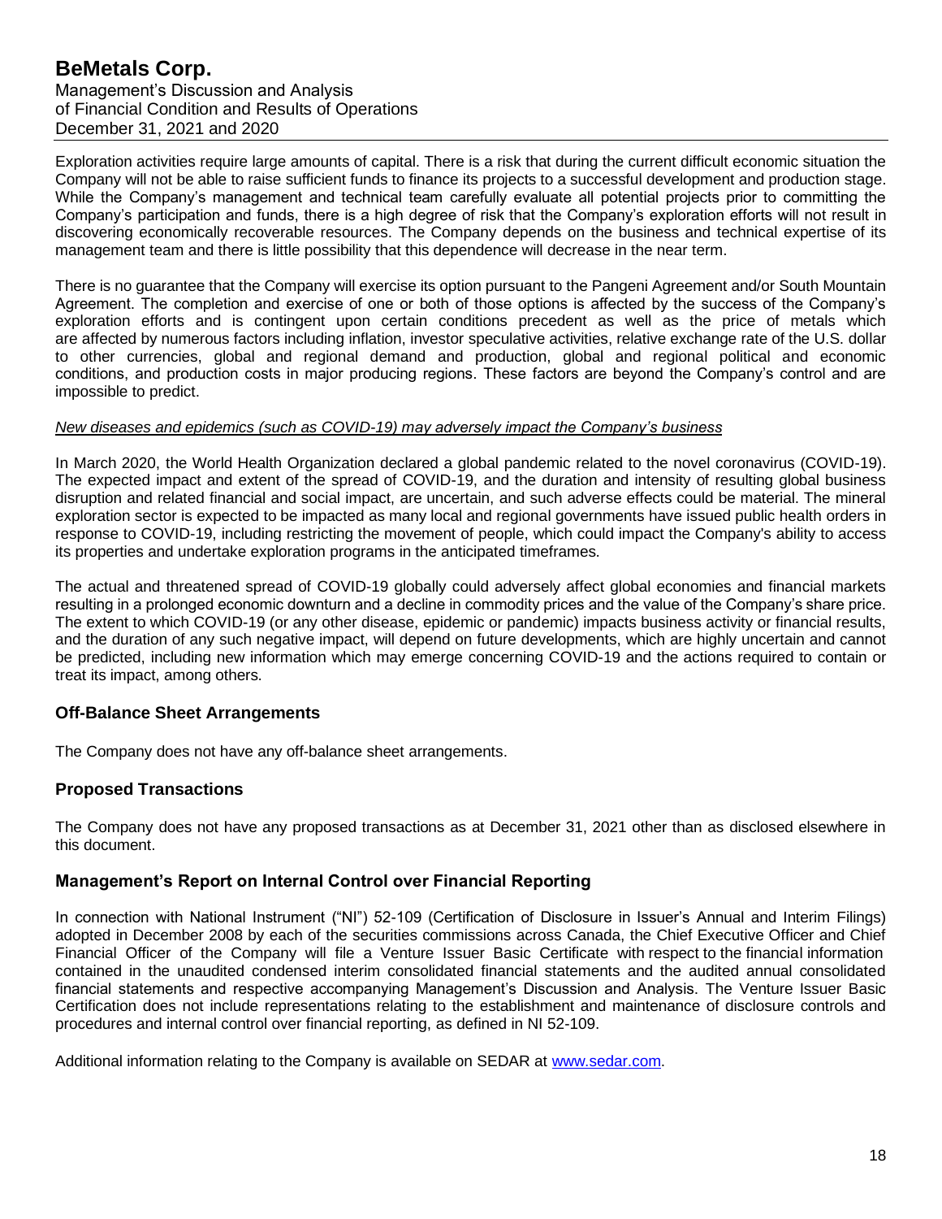Exploration activities require large amounts of capital. There is a risk that during the current difficult economic situation the Company will not be able to raise sufficient funds to finance its projects to a successful development and production stage. While the Company's management and technical team carefully evaluate all potential projects prior to committing the Company's participation and funds, there is a high degree of risk that the Company's exploration efforts will not result in discovering economically recoverable resources. The Company depends on the business and technical expertise of its management team and there is little possibility that this dependence will decrease in the near term.

There is no guarantee that the Company will exercise its option pursuant to the Pangeni Agreement and/or South Mountain Agreement. The completion and exercise of one or both of those options is affected by the success of the Company's exploration efforts and is contingent upon certain conditions precedent as well as the price of metals which are affected by numerous factors including inflation, investor speculative activities, relative exchange rate of the U.S. dollar to other currencies, global and regional demand and production, global and regional political and economic conditions, and production costs in major producing regions. These factors are beyond the Company's control and are impossible to predict.

*New diseases and epidemics (such as COVID-19) may adversely impact the Company's business*

In March 2020, the World Health Organization declared a global pandemic related to the novel coronavirus (COVID-19). The expected impact and extent of the spread of COVID-19, and the duration and intensity of resulting global business disruption and related financial and social impact, are uncertain, and such adverse effects could be material. The mineral exploration sector is expected to be impacted as many local and regional governments have issued public health orders in response to COVID-19, including restricting the movement of people, which could impact the Company's ability to access its properties and undertake exploration programs in the anticipated timeframes.

The actual and threatened spread of COVID-19 globally could adversely affect global economies and financial markets resulting in a prolonged economic downturn and a decline in commodity prices and the value of the Company's share price. The extent to which COVID-19 (or any other disease, epidemic or pandemic) impacts business activity or financial results, and the duration of any such negative impact, will depend on future developments, which are highly uncertain and cannot be predicted, including new information which may emerge concerning COVID-19 and the actions required to contain or treat its impact, among others.

## Off-Balance Sheet Arrangements

The Company does not have any off-balance sheet arrangements.

## Proposed Transactions

The Company does not have any proposed transactions as at December 31, 2021 other than as disclosed elsewhere in this document.

## Management's Report on Internal Control over Financial Reporting

In connection with National Instrument ("NI") 52-109 (Certification of Disclosure in Issuer's Annual and Interim Filings) adopted in December 2008 by each of the securities commissions across Canada, the Chief Executive Officer and Chief Financial Officer of the Company will file a Venture Issuer Basic Certificate with respect to the financial information contained in the unaudited condensed interim consolidated financial statements and the audited annual consolidated financial statements and respective accompanying Management's Discussion and Analysis. The Venture Issuer Basic Certification does not include representations relating to the establishment and maintenance of disclosure controls and procedures and internal control over financial reporting, as defined in NI 52-109.

Additional information relating to the Company is available on SEDAR at www.sedar.com.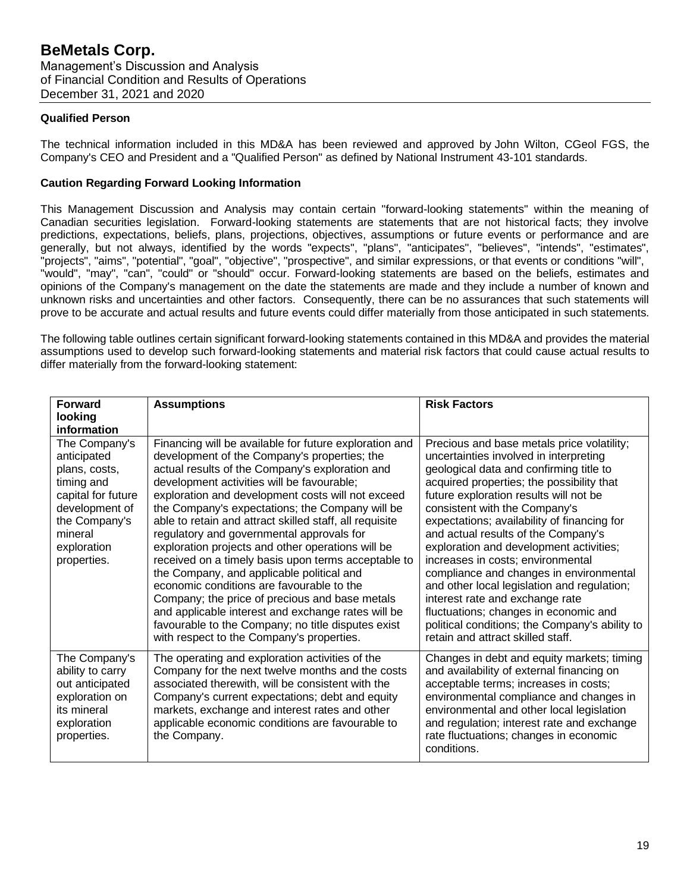### Qualified Person

The technical information included in this MD&A has been reviewed and approved by John Wilton, CGeol FGS, the Company's CEO and President and a "Qualified Person" as defined by National Instrument 43-101 standards.

### Caution Regarding Forward Looking Information

This Management Discussion and Analysis may contain certain "forward-looking statements" within the meaning of Canadian securities legislation. Forward-looking statements are statements that are not historical facts; they involve predictions, expectations, beliefs, plans, projections, objectives, assumptions or future events or performance and are generally, but not always, identified by the words "expects", "plans", "anticipates", "believes", "intends", "estimates", "projects", "aims", "potential", "goal", "objective", "prospective", and similar expressions, or that events or conditions "will", "would", "may", "can", "could" or "should" occur. Forward-looking statements are based on the beliefs, estimates and opinions of the Company's management on the date the statements are made and they include a number of known and unknown risks and uncertainties and other factors. Consequently, there can be no assurances that such statements will prove to be accurate and actual results and future events could differ materially from those anticipated in such statements.

The following table outlines certain significant forward-looking statements contained in this MD&A and provides the material assumptions used to develop such forward-looking statements and material risk factors that could cause actual results to differ materially from the forward-looking statement:

| Forward looking information | Assumptions | Risk Factors |
|---|---|---|
| The Company's anticipated plans, costs, timing and capital for future development of the Company's mineral exploration properties. | Financing will be available for future exploration and development of the Company's properties; the actual results of the Company's exploration and development activities will be favourable; exploration and development costs will not exceed the Company's expectations; the Company will be able to retain and attract skilled staff, all requisite regulatory and governmental approvals for exploration projects and other operations will be received on a timely basis upon terms acceptable to the Company, and applicable political and economic conditions are favourable to the Company; the price of precious and base metals and applicable interest and exchange rates will be favourable to the Company; no title disputes exist with respect to the Company's properties. | Precious and base metals price volatility; uncertainties involved in interpreting geological data and confirming title to acquired properties; the possibility that future exploration results will not be consistent with the Company's expectations; availability of financing for and actual results of the Company's exploration and development activities; increases in costs; environmental compliance and changes in environmental and other local legislation and regulation; interest rate and exchange rate fluctuations; changes in economic and political conditions; the Company's ability to retain and attract skilled staff. |
| The Company's ability to carry out anticipated exploration on its mineral exploration properties. | The operating and exploration activities of the Company for the next twelve months and the costs associated therewith, will be consistent with the Company's current expectations; debt and equity markets, exchange and interest rates and other applicable economic conditions are favourable to the Company. | Changes in debt and equity markets; timing and availability of external financing on acceptable terms; increases in costs; environmental compliance and changes in environmental and other local legislation and regulation; interest rate and exchange rate fluctuations; changes in economic conditions. |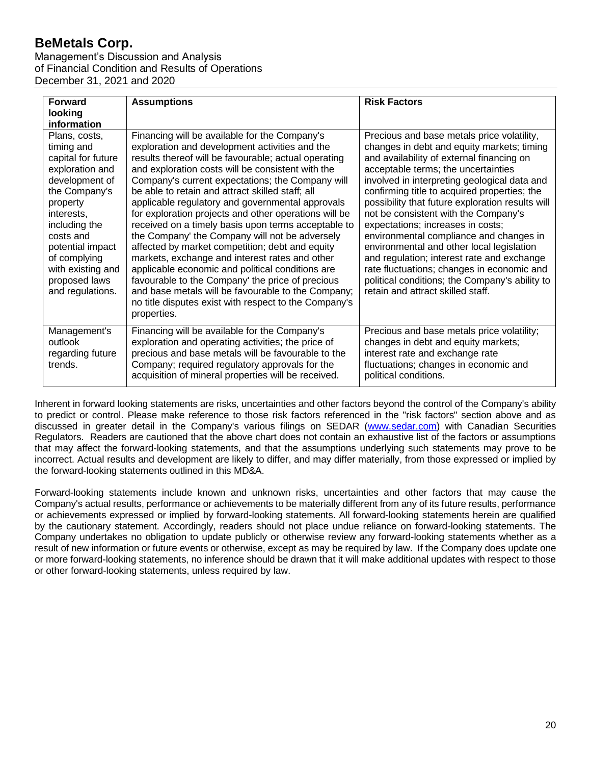| Forward looking information | Assumptions | Risk Factors |
| --- | --- | --- |
| Plans, costs, timing and capital for future exploration and development of the Company's property interests, including the costs and potential impact of complying with existing and proposed laws and regulations. | Financing will be available for the Company's exploration and development activities and the results thereof will be favourable; actual operating and exploration costs will be consistent with the Company's current expectations; the Company will be able to retain and attract skilled staff; all applicable regulatory and governmental approvals for exploration projects and other operations will be received on a timely basis upon terms acceptable to the Company' the Company will not be adversely affected by market competition; debt and equity markets, exchange and interest rates and other applicable economic and political conditions are favourable to the Company' the price of precious and base metals will be favourable to the Company; no title disputes exist with respect to the Company's properties. | Precious and base metals price volatility, changes in debt and equity markets; timing and availability of external financing on acceptable terms; the uncertainties involved in interpreting geological data and confirming title to acquired properties; the possibility that future exploration results will not be consistent with the Company's expectations; increases in costs; environmental compliance and changes in environmental and other local legislation and regulation; interest rate and exchange rate fluctuations; changes in economic and political conditions; the Company's ability to retain and attract skilled staff. |
| Management's outlook regarding future trends. | Financing will be available for the Company's exploration and operating activities; the price of precious and base metals will be favourable to the Company; required regulatory approvals for the acquisition of mineral properties will be received. | Precious and base metals price volatility; changes in debt and equity markets; interest rate and exchange rate fluctuations; changes in economic and political conditions. |

Inherent in forward looking statements are risks, uncertainties and other factors beyond the control of the Company's ability to predict or control. Please make reference to those risk factors referenced in the "risk factors" section above and as discussed in greater detail in the Company's various filings on SEDAR (www.sedar.com) with Canadian Securities Regulators. Readers are cautioned that the above chart does not contain an exhaustive list of the factors or assumptions that may affect the forward-looking statements, and that the assumptions underlying such statements may prove to be incorrect. Actual results and development are likely to differ, and may differ materially, from those expressed or implied by the forward-looking statements outlined in this MD&A.

Forward-looking statements include known and unknown risks, uncertainties and other factors that may cause the Company's actual results, performance or achievements to be materially different from any of its future results, performance or achievements expressed or implied by forward-looking statements. All forward-looking statements herein are qualified by the cautionary statement. Accordingly, readers should not place undue reliance on forward-looking statements. The Company undertakes no obligation to update publicly or otherwise review any forward-looking statements whether as a result of new information or future events or otherwise, except as may be required by law. If the Company does update one or more forward-looking statements, no inference should be drawn that it will make additional updates with respect to those or other forward-looking statements, unless required by law.